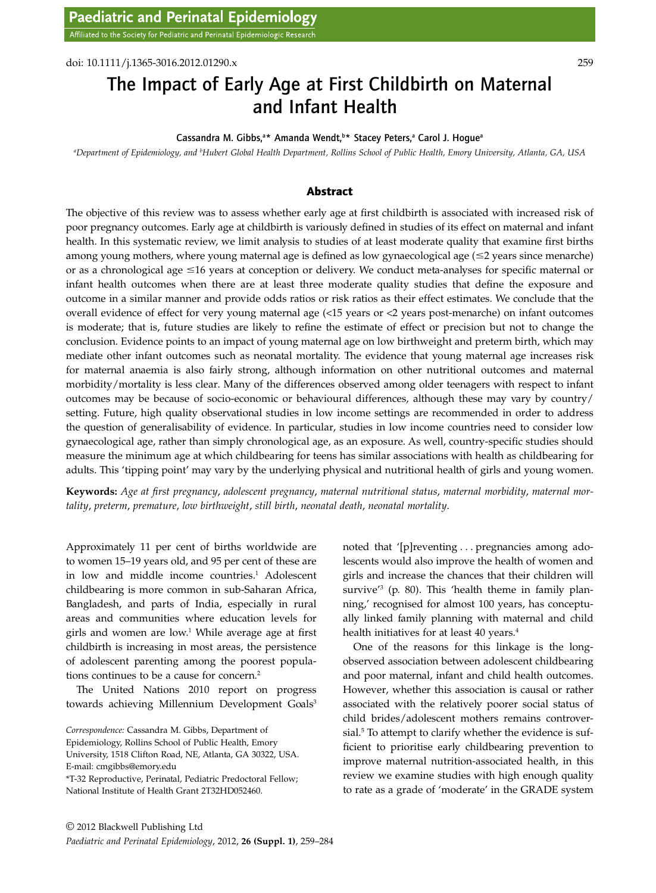doi: 10.1111/j.1365-3016.2012.01290.x

# The Impact of Early Age at First Childbirth on Maternal and Infant Health

Cassandra M. Gibbs,[a]* Amanda Wendt,[b]* Stacey Peters,[a] Carol J. Hogue[a]

[a]Department of Epidemiology, and [b]Hubert Global Health Department, Rollins School of Public Health, Emory University, Atlanta, GA, USA

## Abstract

The objective of this review was to assess whether early age at first childbirth is associated with increased risk of poor pregnancy outcomes. Early age at childbirth is variously defined in studies of its effect on maternal and infant health. In this systematic review, we limit analysis to studies of at least moderate quality that examine first births among young mothers, where young maternal age is defined as low gynaecological age (≤2 years since menarche) or as a chronological age ≤16 years at conception or delivery. We conduct meta-analyses for specific maternal or infant health outcomes when there are at least three moderate quality studies that define the exposure and outcome in a similar manner and provide odds ratios or risk ratios as their effect estimates. We conclude that the overall evidence of effect for very young maternal age (<15 years or <2 years post-menarche) on infant outcomes is moderate; that is, future studies are likely to refine the estimate of effect or precision but not to change the conclusion. Evidence points to an impact of young maternal age on low birthweight and preterm birth, which may mediate other infant outcomes such as neonatal mortality. The evidence that young maternal age increases risk for maternal anaemia is also fairly strong, although information on other nutritional outcomes and maternal morbidity/mortality is less clear. Many of the differences observed among older teenagers with respect to infant outcomes may be because of socio-economic or behavioural differences, although these may vary by country/setting. Future, high quality observational studies in low income settings are recommended in order to address the question of generalisability of evidence. In particular, studies in low income countries need to consider low gynaecological age, rather than simply chronological age, as an exposure. As well, country-specific studies should measure the minimum age at which childbearing for teens has similar associations with health as childbearing for adults. This 'tipping point' may vary by the underlying physical and nutritional health of girls and young women.

**Keywords:** *Age at first pregnancy*, *adolescent pregnancy*, *maternal nutritional status*, *maternal morbidity*, *maternal mortality*, *preterm*, *premature*, *low birthweight*, *still birth*, *neonatal death*, *neonatal mortality*.

Approximately 11 per cent of births worldwide are to women 15–19 years old, and 95 per cent of these are in low and middle income countries.[1] Adolescent childbearing is more common in sub-Saharan Africa, Bangladesh, and parts of India, especially in rural areas and communities where education levels for girls and women are low.[1] While average age at first childbirth is increasing in most areas, the persistence of adolescent parenting among the poorest populations continues to be a cause for concern.[2]

The United Nations 2010 report on progress towards achieving Millennium Development Goals[3] noted that '[p]reventing . . . pregnancies among adolescents would also improve the health of women and girls and increase the chances that their children will survive'[3] (p. 80). This 'health theme in family planning,' recognised for almost 100 years, has conceptually linked family planning with maternal and child health initiatives for at least 40 years.[4]

One of the reasons for this linkage is the long-observed association between adolescent childbearing and poor maternal, infant and child health outcomes. However, whether this association is causal or rather associated with the relatively poorer social status of child brides/adolescent mothers remains controversial.[5] To attempt to clarify whether the evidence is sufficient to prioritise early childbearing prevention to improve maternal nutrition-associated health, in this review we examine studies with high enough quality to rate as a grade of 'moderate' in the GRADE system

*Correspondence:* Cassandra M. Gibbs, Department of Epidemiology, Rollins School of Public Health, Emory University, 1518 Clifton Road, NE, Atlanta, GA 30322, USA. E-mail: cmgibbs@emory.edu

*T-32 Reproductive, Perinatal, Pediatric Predoctoral Fellow; National Institute of Health Grant 2T32HD052460.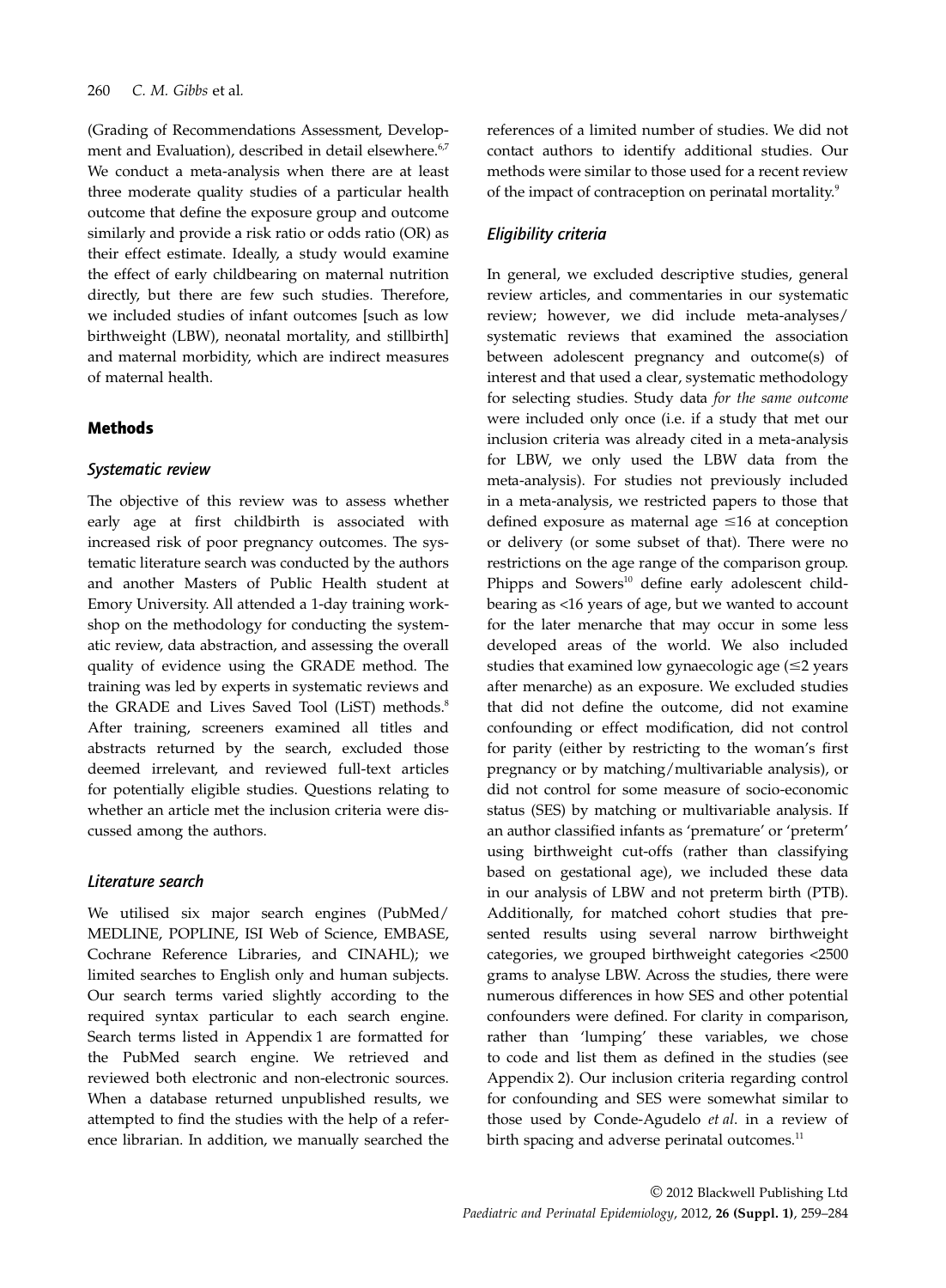(Grading of Recommendations Assessment, Development and Evaluation), described in detail elsewhere.[6,7] We conduct a meta-analysis when there are at least three moderate quality studies of a particular health outcome that define the exposure group and outcome similarly and provide a risk ratio or odds ratio (OR) as their effect estimate. Ideally, a study would examine the effect of early childbearing on maternal nutrition directly, but there are few such studies. Therefore, we included studies of infant outcomes [such as low birthweight (LBW), neonatal mortality, and stillbirth] and maternal morbidity, which are indirect measures of maternal health.

## Methods

### Systematic review

The objective of this review was to assess whether early age at first childbirth is associated with increased risk of poor pregnancy outcomes. The systematic literature search was conducted by the authors and another Masters of Public Health student at Emory University. All attended a 1-day training workshop on the methodology for conducting the systematic review, data abstraction, and assessing the overall quality of evidence using the GRADE method. The training was led by experts in systematic reviews and the GRADE and Lives Saved Tool (LiST) methods.[8] After training, screeners examined all titles and abstracts returned by the search, excluded those deemed irrelevant, and reviewed full-text articles for potentially eligible studies. Questions relating to whether an article met the inclusion criteria were discussed among the authors.

### Literature search

We utilised six major search engines (PubMed/MEDLINE, POPLINE, ISI Web of Science, EMBASE, Cochrane Reference Libraries, and CINAHL); we limited searches to English only and human subjects. Our search terms varied slightly according to the required syntax particular to each search engine. Search terms listed in Appendix 1 are formatted for the PubMed search engine. We retrieved and reviewed both electronic and non-electronic sources. When a database returned unpublished results, we attempted to find the studies with the help of a reference librarian. In addition, we manually searched the references of a limited number of studies. We did not contact authors to identify additional studies. Our methods were similar to those used for a recent review of the impact of contraception on perinatal mortality.[9]

### Eligibility criteria

In general, we excluded descriptive studies, general review articles, and commentaries in our systematic review; however, we did include meta-analyses/systematic reviews that examined the association between adolescent pregnancy and outcome(s) of interest and that used a clear, systematic methodology for selecting studies. Study data *for the same outcome* were included only once (i.e. if a study that met our inclusion criteria was already cited in a meta-analysis for LBW, we only used the LBW data from the meta-analysis). For studies not previously included in a meta-analysis, we restricted papers to those that defined exposure as maternal age $\leq$16 at conception or delivery (or some subset of that). There were no restrictions on the age range of the comparison group. Phipps and Sowers[10] define early adolescent childbearing as <16 years of age, but we wanted to account for the later menarche that may occur in some less developed areas of the world. We also included studies that examined low gynaecologic age ($\leq$2 years after menarche) as an exposure. We excluded studies that did not define the outcome, did not examine confounding or effect modification, did not control for parity (either by restricting to the woman's first pregnancy or by matching/multivariable analysis), or did not control for some measure of socio-economic status (SES) by matching or multivariable analysis. If an author classified infants as 'premature' or 'preterm' using birthweight cut-offs (rather than classifying based on gestational age), we included these data in our analysis of LBW and not preterm birth (PTB). Additionally, for matched cohort studies that presented results using several narrow birthweight categories, we grouped birthweight categories <2500 grams to analyse LBW. Across the studies, there were numerous differences in how SES and other potential confounders were defined. For clarity in comparison, rather than 'lumping' these variables, we chose to code and list them as defined in the studies (see Appendix 2). Our inclusion criteria regarding control for confounding and SES were somewhat similar to those used by Conde-Agudelo *et al*. in a review of birth spacing and adverse perinatal outcomes.[11]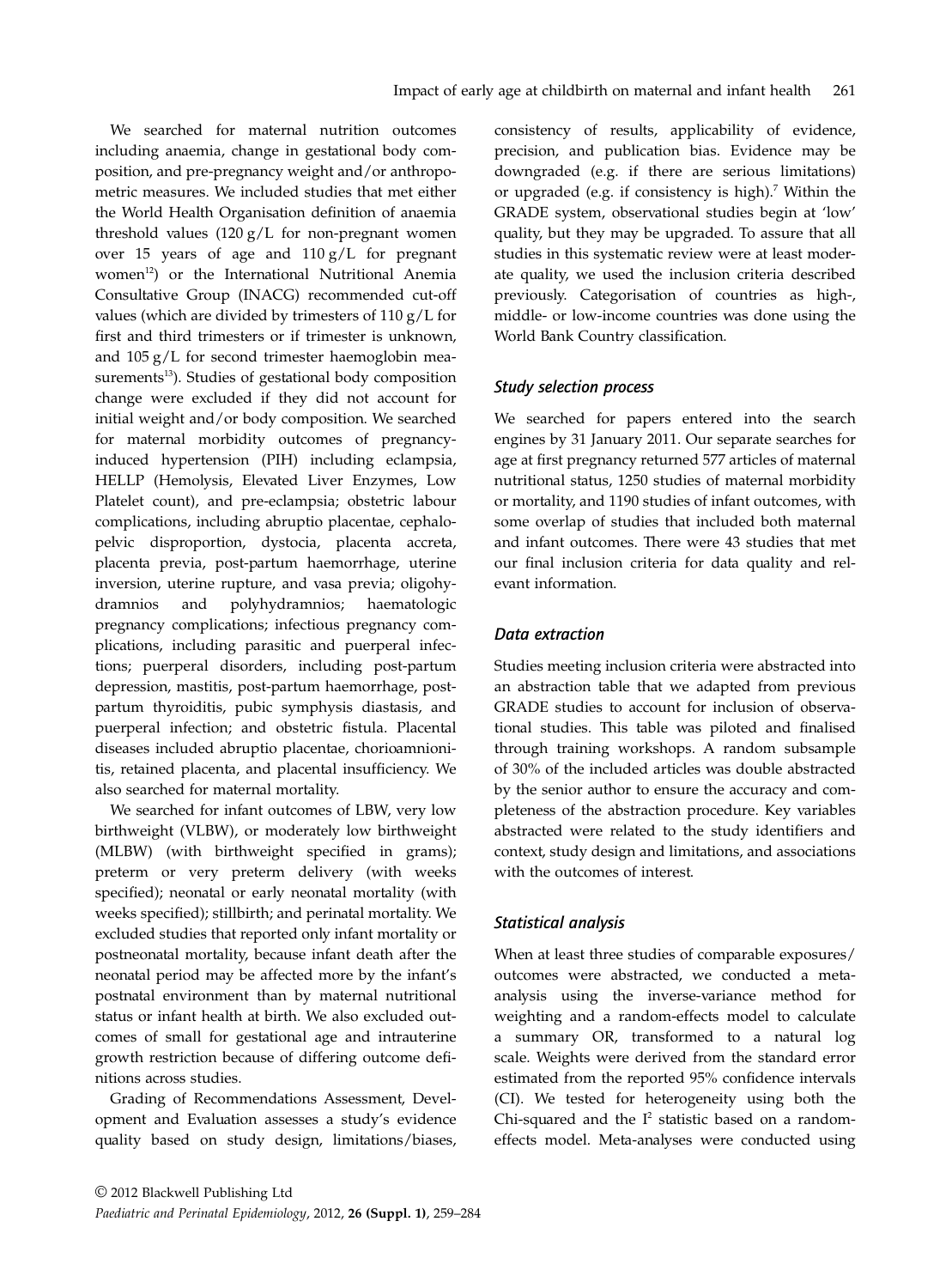We searched for maternal nutrition outcomes including anaemia, change in gestational body composition, and pre-pregnancy weight and/or anthropometric measures. We included studies that met either the World Health Organisation definition of anaemia threshold values (120 g/L for non-pregnant women over 15 years of age and 110 g/L for pregnant women[12]) or the International Nutritional Anemia Consultative Group (INACG) recommended cut-off values (which are divided by trimesters of 110 g/L for first and third trimesters or if trimester is unknown, and 105 g/L for second trimester haemoglobin measurements[13]). Studies of gestational body composition change were excluded if they did not account for initial weight and/or body composition. We searched for maternal morbidity outcomes of pregnancy-induced hypertension (PIH) including eclampsia, HELLP (Hemolysis, Elevated Liver Enzymes, Low Platelet count), and pre-eclampsia; obstetric labour complications, including abruptio placentae, cephalopelvic disproportion, dystocia, placenta accreta, placenta previa, post-partum haemorrhage, uterine inversion, uterine rupture, and vasa previa; oligohydramnios and polyhydramnios; haematologic pregnancy complications; infectious pregnancy complications, including parasitic and puerperal infections; puerperal disorders, including post-partum depression, mastitis, post-partum haemorrhage, post-partum thyroiditis, pubic symphysis diastasis, and puerperal infection; and obstetric fistula. Placental diseases included abruptio placentae, chorioamnionitis, retained placenta, and placental insufficiency. We also searched for maternal mortality.

We searched for infant outcomes of LBW, very low birthweight (VLBW), or moderately low birthweight (MLBW) (with birthweight specified in grams); preterm or very preterm delivery (with weeks specified); neonatal or early neonatal mortality (with weeks specified); stillbirth; and perinatal mortality. We excluded studies that reported only infant mortality or postneonatal mortality, because infant death after the neonatal period may be affected more by the infant's postnatal environment than by maternal nutritional status or infant health at birth. We also excluded outcomes of small for gestational age and intrauterine growth restriction because of differing outcome definitions across studies.

Grading of Recommendations Assessment, Development and Evaluation assesses a study's evidence quality based on study design, limitations/biases, consistency of results, applicability of evidence, precision, and publication bias. Evidence may be downgraded (e.g. if there are serious limitations) or upgraded (e.g. if consistency is high).[7] Within the GRADE system, observational studies begin at 'low' quality, but they may be upgraded. To assure that all studies in this systematic review were at least moderate quality, we used the inclusion criteria described previously. Categorisation of countries as high-, middle- or low-income countries was done using the World Bank Country classification.

### Study selection process

We searched for papers entered into the search engines by 31 January 2011. Our separate searches for age at first pregnancy returned 577 articles of maternal nutritional status, 1250 studies of maternal morbidity or mortality, and 1190 studies of infant outcomes, with some overlap of studies that included both maternal and infant outcomes. There were 43 studies that met our final inclusion criteria for data quality and relevant information.

### Data extraction

Studies meeting inclusion criteria were abstracted into an abstraction table that we adapted from previous GRADE studies to account for inclusion of observational studies. This table was piloted and finalised through training workshops. A random subsample of 30% of the included articles was double abstracted by the senior author to ensure the accuracy and completeness of the abstraction procedure. Key variables abstracted were related to the study identifiers and context, study design and limitations, and associations with the outcomes of interest.

### Statistical analysis

When at least three studies of comparable exposures/outcomes were abstracted, we conducted a meta-analysis using the inverse-variance method for weighting and a random-effects model to calculate a summary OR, transformed to a natural log scale. Weights were derived from the standard error estimated from the reported 95% confidence intervals (CI). We tested for heterogeneity using both the Chi-squared and the $I^2$ statistic based on a random-effects model. Meta-analyses were conducted using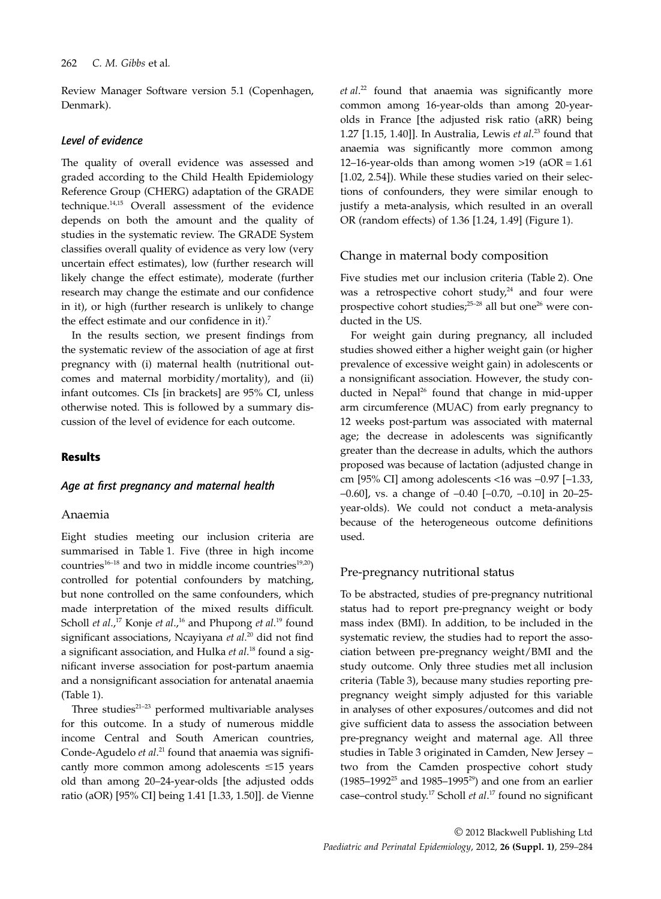Review Manager Software version 5.1 (Copenhagen, Denmark).

### *Level of evidence*

The quality of overall evidence was assessed and graded according to the Child Health Epidemiology Reference Group (CHERG) adaptation of the GRADE technique.[14,15] Overall assessment of the evidence depends on both the amount and the quality of studies in the systematic review. The GRADE System classifies overall quality of evidence as very low (very uncertain effect estimates), low (further research will likely change the effect estimate), moderate (further research may change the estimate and our confidence in it), or high (further research is unlikely to change the effect estimate and our confidence in it).[7]

In the results section, we present findings from the systematic review of the association of age at first pregnancy with (i) maternal health (nutritional outcomes and maternal morbidity/mortality), and (ii) infant outcomes. CIs [in brackets] are 95% CI, unless otherwise noted. This is followed by a summary discussion of the level of evidence for each outcome.

## Results

### *Age at first pregnancy and maternal health*

#### Anaemia

Eight studies meeting our inclusion criteria are summarised in Table 1. Five (three in high income countries[16–18] and two in middle income countries[19,20]) controlled for potential confounders by matching, but none controlled on the same confounders, which made interpretation of the mixed results difficult. Scholl *et al.*,[17] Konje *et al.*,[16] and Phupong *et al.*[19] found significant associations, Ncayiyana *et al.*[20] did not find a significant association, and Hulka *et al.*[18] found a significant inverse association for post-partum anaemia and a nonsignificant association for antenatal anaemia (Table 1).

Three studies[21–23] performed multivariable analyses for this outcome. In a study of numerous middle income Central and South American countries, Conde-Agudelo *et al.*[21] found that anaemia was significantly more common among adolescents ≤15 years old than among 20–24-year-olds [the adjusted odds ratio (aOR) [95% CI] being 1.41 [1.33, 1.50]]. de Vienne *et al.*[22] found that anaemia was significantly more common among 16-year-olds than among 20-year-olds in France [the adjusted risk ratio (aRR) being 1.27 [1.15, 1.40]]. In Australia, Lewis *et al.*[23] found that anaemia was significantly more common among 12–16-year-olds than among women >19 (aOR = 1.61 [1.02, 2.54]). While these studies varied on their selections of confounders, they were similar enough to justify a meta-analysis, which resulted in an overall OR (random effects) of 1.36 [1.24, 1.49] (Figure 1).

#### Change in maternal body composition

Five studies met our inclusion criteria (Table 2). One was a retrospective cohort study,[24] and four were prospective cohort studies;[25–28] all but one[26] were conducted in the US.

For weight gain during pregnancy, all included studies showed either a higher weight gain (or higher prevalence of excessive weight gain) in adolescents or a nonsignificant association. However, the study conducted in Nepal[26] found that change in mid-upper arm circumference (MUAC) from early pregnancy to 12 weeks post-partum was associated with maternal age; the decrease in adolescents was significantly greater than the decrease in adults, which the authors proposed was because of lactation (adjusted change in cm [95% CI] among adolescents <16 was −0.97 [−1.33, −0.60], vs. a change of −0.40 [−0.70, −0.10] in 20–25-year-olds). We could not conduct a meta-analysis because of the heterogeneous outcome definitions used.

#### Pre-pregnancy nutritional status

To be abstracted, studies of pre-pregnancy nutritional status had to report pre-pregnancy weight or body mass index (BMI). In addition, to be included in the systematic review, the studies had to report the association between pre-pregnancy weight/BMI and the study outcome. Only three studies met all inclusion criteria (Table 3), because many studies reporting pre-pregnancy weight simply adjusted for this variable in analyses of other exposures/outcomes and did not give sufficient data to assess the association between pre-pregnancy weight and maternal age. All three studies in Table 3 originated in Camden, New Jersey – two from the Camden prospective cohort study (1985–1992[25] and 1985–1995[29]) and one from an earlier case–control study.[17] Scholl *et al.*[17] found no significant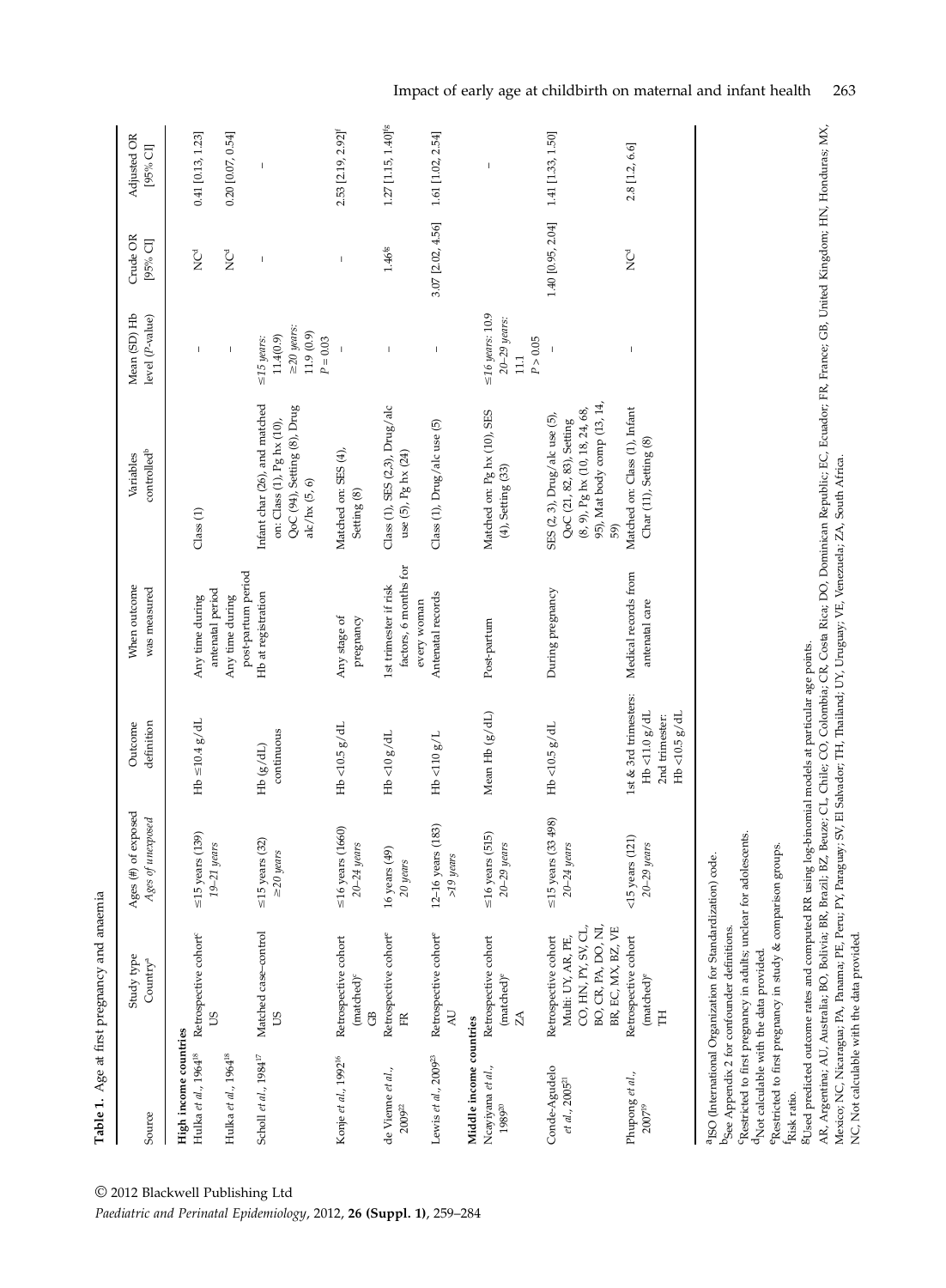**Table 1.** Age at first pregnancy and anaemia

| Source | Study type Country[a] | Ages (#) of exposed *Ages of unexposed* | Outcome definition | When outcome was measured | Variables controlled[b] | Mean (SD) Hb level (*P*-value) | Crude OR [95% CI] | Adjusted OR [95% CI] |
|---|---|---|---|---|---|---|---|---|
| **High income countries** | | | | | | | | |
| Hulka *et al.*, 1964[18] | Retrospective cohort[c] US | ≤15 years (139) *19–21 years* | Hb ≤10.4 g/dL | Any time during antenatal period | Class (1) | – | NC[d] | 0.41 [0.13, 1.23] |
| Hulka *et al.*, 1964[18] | | | | Any time during post-partum period | | – | NC[d] | 0.20 [0.07, 0.54] |
| Scholl *et al.*, 1984[17] | Matched case–control US | ≤15 years (32) *≥20 years* | Hb (g/dL) continuous | Hb at registration | Infant char (26), and matched on: Class (1), Pg hx (10), QoC (94), Setting (8), Drug alc/hx (5, 6) | *≤15 years:* 11.4(0.9) *≥20 years:* 11.9 (0.9) $P = 0.03$ | – | – |
| Konje *et al.*, 1992[16] | Retrospective cohort (matched)[e] GB | ≤16 years (1660) *20–24 years* | Hb <10.5 g/dL | Any stage of pregnancy | Matched on: SES (4), Setting (8) | – | – | 2.53 [2.19, 2.92][f] |
| de Vienne *et al.*, 2009[22] | Retrospective cohort[e] FR | 16 years (49) *20 years* | Hb <10 g/dL | 1st trimester if risk factors, 6 months for every woman | Class (1), SES (2,3), Drug/alc use (5), Pg hx (24) | – | 1.46[fg] | 1.27 [1.15, 1.40][fg] |
| Lewis *et al.*, 2009[23] | Retrospective cohort[e] AU | 12–16 years (183) *>19 years* | Hb <110 g/L | Antenatal records | Class (1), Drug/alc use (5) | – | 3.07 [2.02, 4.56] | 1.61 [1.02, 2.54] |
| **Middle income countries** | | | | | | | | |
| Ncayiyana *et al.*, 1989[20] | Retrospective cohort (matched)[e] ZA | ≤16 years (515) *20–29 years* | Mean Hb (g/dL) | Post-partum | Matched on: Pg hx (10), SES (4), Setting (33) | *≤16 years:* 10.9 *20–29 years:* 11.1 $P > 0.05$ | – | – |
| Conde-Agudelo *et al.*, 2005[21] | Retrospective cohort Multi: UY, AR, PE, CO, HN, PY, SV, CL, BO, CR, PA, DO, NI, BR, EC, MX, BZ, VE | ≤15 years (33 498) *20–24 years* | Hb <10.5 g/dL | During pregnancy | SES (2, 3), Drug/alc use (5), QoC (21, 82, 83), Setting (8, 9), Pg hx (10, 18, 24, 68, 95), Mat body comp (13, 14, 59) | – | 1.40 [0.95, 2.04] | 1.41 [1.33, 1.50] |
| Phupong *et al.*, 2007[19] | Retrospective cohort (matched)[e] TH | <15 years (121) *20–29 years* | 1st & 3rd trimesters: Hb <11.0 g/dL 2nd trimester: Hb <10.5 g/dL | Medical records from antenatal care | Matched on: Class (1), Infant Char (11), Setting (8) | – | NC[d] | 2.8 [1.2, 6.6] |

[a]ISO (International Organization for Standardization) code.
[b]See Appendix 2 for confounder definitions.
[c]Restricted to first pregnancy in adults; unclear for adolescents.
[d]Not calculable with the data provided.
[e]Restricted to first pregnancy in study & comparison groups.
[f]Risk ratio.
[g]Used predicted outcome rates and computed RR using log-binomial models at particular age points.
AR, Argentina; AU, Australia; BO, Bolivia; BR, Brazil; BZ, Beuze; CL, Chile; CO, Colombia; CR, Costa Rica; DO, Dominican Republic; EC, Ecuador; FR, France; GB, United Kingdom; HN, Honduras; MX, Mexico; NC, Nicaragua; PA, Panama; PE, Peru; PY, Paraguay; SV, El Salvador; TH, Thailand; UY, Uruguay; VE, Venezuela; ZA, South Africa.
NC, Not calculable with the data provided.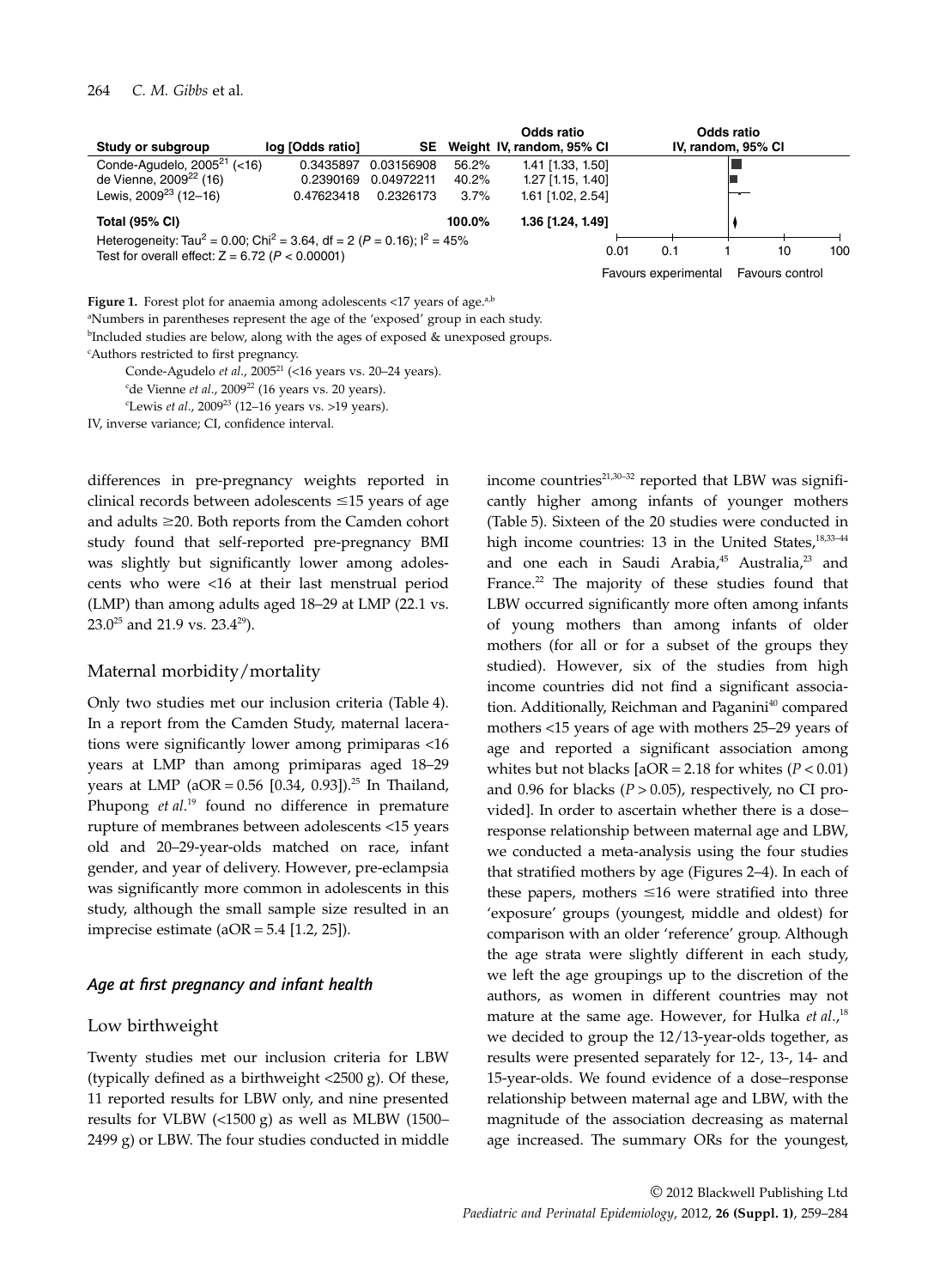| Study or subgroup | log [Odds ratio] | SE | Weight | Odds ratio IV, random, 95% CI |
|---|---|---|---|---|
| Conde-Agudelo, 2005[21] (<16) | 0.3435897 | 0.03156908 | 56.2% | 1.41 [1.33, 1.50] |
| de Vienne, 2009[22] (16) | 0.2390169 | 0.04972211 | 40.2% | 1.27 [1.15, 1.40] |
| Lewis, 2009[23] (12–16) | 0.47623418 | 0.2326173 | 3.7% | 1.61 [1.02, 2.54] |
| **Total (95% CI)** | | | **100.0%** | **1.36 [1.24, 1.49]** |

Heterogeneity: $Tau^2 = 0.00$; $Chi^2 = 3.64$, df = 2 ($P = 0.16$); $I^2 = 45\%$
Test for overall effect: $Z = 6.72$ ($P < 0.00001$)

Odds ratio IV, random, 95% CI: 0.01 0.1 1 10 100 — Favours experimental / Favours control

**Figure 1.** Forest plot for anaemia among adolescents <17 years of age.[a,b]
[a]Numbers in parentheses represent the age of the 'exposed' group in each study.
[b]Included studies are below, along with the ages of exposed & unexposed groups.
[c]Authors restricted to first pregnancy.
Conde-Agudelo *et al.*, 2005[21] (<16 years vs. 20–24 years).
[c]de Vienne *et al.*, 2009[22] (16 years vs. 20 years).
[c]Lewis *et al.*, 2009[23] (12–16 years vs. >19 years).
IV, inverse variance; CI, confidence interval.

differences in pre-pregnancy weights reported in clinical records between adolescents ≤15 years of age and adults ≥20. Both reports from the Camden cohort study found that self-reported pre-pregnancy BMI was slightly but significantly lower among adolescents who were <16 at their last menstrual period (LMP) than among adults aged 18–29 at LMP (22.1 vs. 23.0[25] and 21.9 vs. 23.4[29]).

## Maternal morbidity/mortality

Only two studies met our inclusion criteria (Table 4). In a report from the Camden Study, maternal lacerations were significantly lower among primiparas <16 years at LMP than among primiparas aged 18–29 years at LMP (aOR = 0.56 [0.34, 0.93]).[25] In Thailand, Phupong *et al.*[19] found no difference in premature rupture of membranes between adolescents <15 years old and 20–29-year-olds matched on race, infant gender, and year of delivery. However, pre-eclampsia was significantly more common in adolescents in this study, although the small sample size resulted in an imprecise estimate (aOR = 5.4 [1.2, 25]).

### *Age at first pregnancy and infant health*

## Low birthweight

Twenty studies met our inclusion criteria for LBW (typically defined as a birthweight <2500 g). Of these, 11 reported results for LBW only, and nine presented results for VLBW (<1500 g) as well as MLBW (1500–2499 g) or LBW. The four studies conducted in middle income countries[21,30–32] reported that LBW was significantly higher among infants of younger mothers (Table 5). Sixteen of the 20 studies were conducted in high income countries: 13 in the United States,[18,33–44] and one each in Saudi Arabia,[45] Australia,[23] and France.[22] The majority of these studies found that LBW occurred significantly more often among infants of young mothers than among infants of older mothers (for all or for a subset of the groups they studied). However, six of the studies from high income countries did not find a significant association. Additionally, Reichman and Paganini[40] compared mothers <15 years of age with mothers 25–29 years of age and reported a significant association among whites but not blacks [aOR = 2.18 for whites ($P < 0.01$) and 0.96 for blacks ($P > 0.05$), respectively, no CI provided]. In order to ascertain whether there is a dose–response relationship between maternal age and LBW, we conducted a meta-analysis using the four studies that stratified mothers by age (Figures 2–4). In each of these papers, mothers ≤16 were stratified into three 'exposure' groups (youngest, middle and oldest) for comparison with an older 'reference' group. Although the age strata were slightly different in each study, we left the age groupings up to the discretion of the authors, as women in different countries may not mature at the same age. However, for Hulka *et al.*,[18] we decided to group the 12/13-year-olds together, as results were presented separately for 12-, 13-, 14- and 15-year-olds. We found evidence of a dose–response relationship between maternal age and LBW, with the magnitude of the association decreasing as maternal age increased. The summary ORs for the youngest,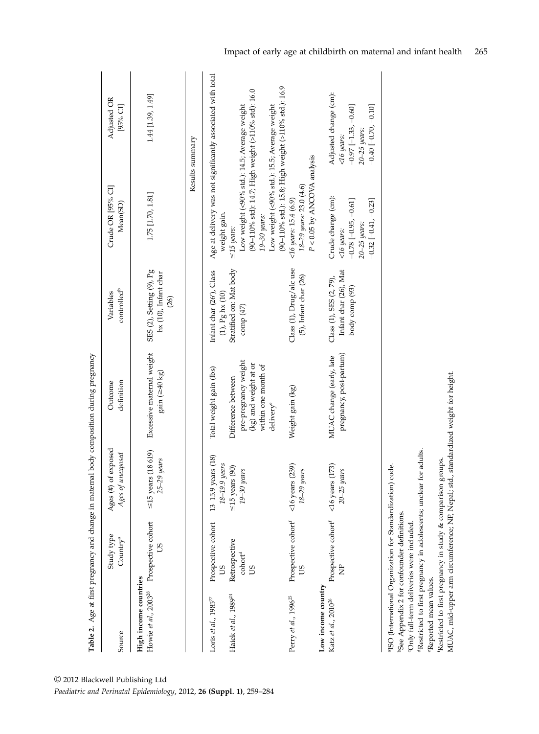**Table 2.** Age at first pregnancy and change in maternal body composition during pregnancy

| Source | Study type Country[a] | Ages (#) of exposed *Ages of unexposed* | Outcome definition | Variables controlled[b] | Crude OR [95% CI] Mean(SD) | Adjusted OR [95% CI] |
|---|---|---|---|---|---|---|
| **High income countries** | | | | | | |
| Howie *et al.*, 2003[28] | Prospective cohort US | ≤15 years (18 619) *25–29 years* | Excessive maternal weight gain (≥40 kg) | SES (2), Setting (9), Pg hx (10), Infant char (26) | 1.75 [1.70, 1.81] | 1.44 [1.39, 1.49] |
| | | | | | Results summary | |
| Loris *et al.*, 1985[27] | Prospective cohort US | 13–15.9 years (18) *18–19.9 years* | Total weight gain (lbs) | Infant char (26[c]), Class (1), Pg hx (10) | Age at delivery was not significantly associated with total weight gain. | |
| Haiek *et al.*, 1989[24] | Retrospective cohort[d] US | ≤15 years (90) *19–30 years* | Difference between pre-pregnancy weight (kg) and weight at or within one month of delivery[e] | Stratified on: Mat body comp (47) | *≤15 years:* Low weight (<90% std.): 14.5; Average weight (90–110% std): 14.7; High weight (>110% std): 16.0 *19–30 years:* Low weight (<90% std.): 15.5; Average weight (90–110% std.): 15.8; High weight (>110% std.): 16.9 | |
| Perry *et al.*, 1996[25] | Prospective cohort[f] US | <16 years (239) *18–29 years* | Weight gain (kg) | Class (1), Drug/alc use (5), Infant char (26) | *<16 years:* 15.4 (6.9) *18–29 years:* 23.0 (4.6) $P < 0.05$ by ANCOVA analysis | |
| **Low income country** | | | | | | |
| Katz *et al.*, 2010[26] | Prospective cohort[f] NP | <16 years (173) *20–25 years* | MUAC change (early, late pregnancy, post-partum) | Class (1), SES (2, 79), Infant char (26), Mat body comp (93) | Crude change (cm): *<16 years:* −0.78 [−0.95, −0.61] *20–25 years:* −0.32 [−0.41, −0.23] | Adjusted change (cm): *<16 years:* −0.97 [−1.33, −0.60] *20–25 years:* −0.40 [−0.70, −0.10] |

[a]ISO (International Organization for Standardization) code.
[b]See Appendix 2 for confounder definitions.
[c]Only full-term deliveries were included.
[d]Restricted to first pregnancy in adolescents; unclear for adults.
[e]Reported mean values.
[f]Restricted to first pregnancy in study & comparison groups.
MUAC, mid-upper arm circumference; NP, Nepal; std., standardized weight for height.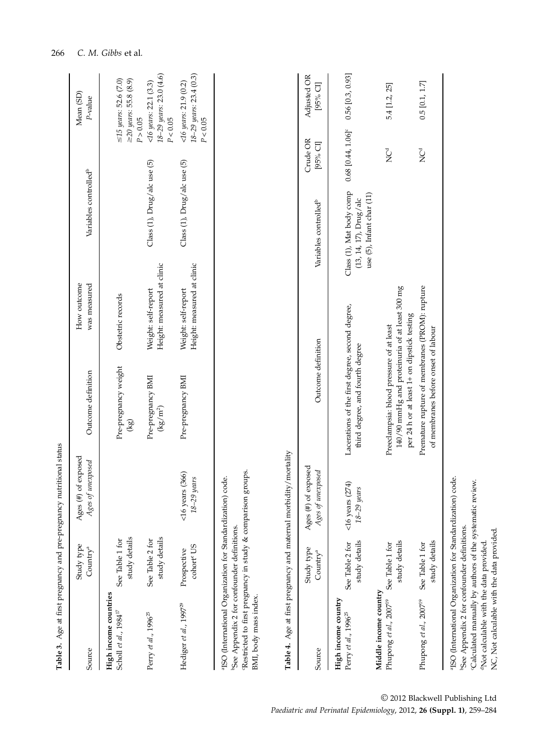**Table 3.** Age at first pregnancy and pre-pregnancy nutritional status

| Source | Study type Country[a] | Ages (#) of exposed *Ages of unexposed* | Outcome definition | How outcome was measured | Variables controlled[b] | Mean (SD) P-value |
|---|---|---|---|---|---|---|
| **High income countries** | | | | | | |
| Scholl *et al.*, 1984[17] | See Table 1 for study details | | Pre-pregnancy weight (kg) | Obstetric records | | *≤15 years*: 52.6 (7.0) *≥20 years*: 55.8 (8.9) $P > 0.05$ |
| Perry *et al.*, 1996[25] | See Table 2 for study details | | Pre-pregnancy BMI (kg/m$^2$) | Weight: self-report Height: measured at clinic | Class (1), Drug/alc use (5) | *<16 years*: 22.1 (3.3) *18–29 years*: 23.0 (4.6) $P < 0.05$ |
| Hediger *et al.*, 1997[29] | Prospective cohort[c] US | <16 years (366) *18–29 years* | Pre-pregnancy BMI | Weight: self-report Height: measured at clinic | Class (1), Drug/alc use (5) | *<16 years*: 21.9 (0.2) *18–29 years*: 23.4 (0.3) $P < 0.05$ |

[a]ISO (International Organization for Standardization) code.
[b]See Appendix 2 for confounder definitions.
[c]Restricted to first pregnancy in study & comparison groups.
BMI, body mass index.

**Table 4.** Age at first pregnancy and maternal morbidity/mortality

| Source | Study type Country[a] | Ages (#) of exposed *Ages of unexposed* | Outcome definition | Variables controlled[b] | Crude OR [95% CI] | Adjusted OR [95% CI] |
|---|---|---|---|---|---|---|
| **High income country** | | | | | | |
| Perry *et al.*, 1996[25] | See Table 2 for study details | <16 years (274) *18–29 years* | Lacerations of the first degree, second degree, third degree, and fourth degree | Class (1), Mat body comp (13, 14, 17), Drug/alc use (5), Infant char (11) | 0.68 [0.44, 1.06][c] | 0.56 [0.3, 0.93] |
| **Middle income country** | | | | | | |
| Phupong *et al.*, 2007[19] | See Table 1 for study details | | Preeclampsia: blood pressure of at least 140/90 mmHg and proteinuria of at least 300 mg per 24 h or at least 1+ on dipstick testing | | NC[d] | 5.4 [1.2, 25] |
| Phupong *et al.*, 2007[19] | See Table 1 for study details | | Premature rupture of membranes (PROM): rupture of membranes before onset of labour | | NC[d] | 0.5 [0.1, 1.7] |

[a]ISO (International Organization for Standardization) code.
[b]See Appendix 2 for confounder definitions.
[c]Calculated manually by authors of the systematic review.
[d]Not calculable with the data provided.
NC, Not calculable with the data provided.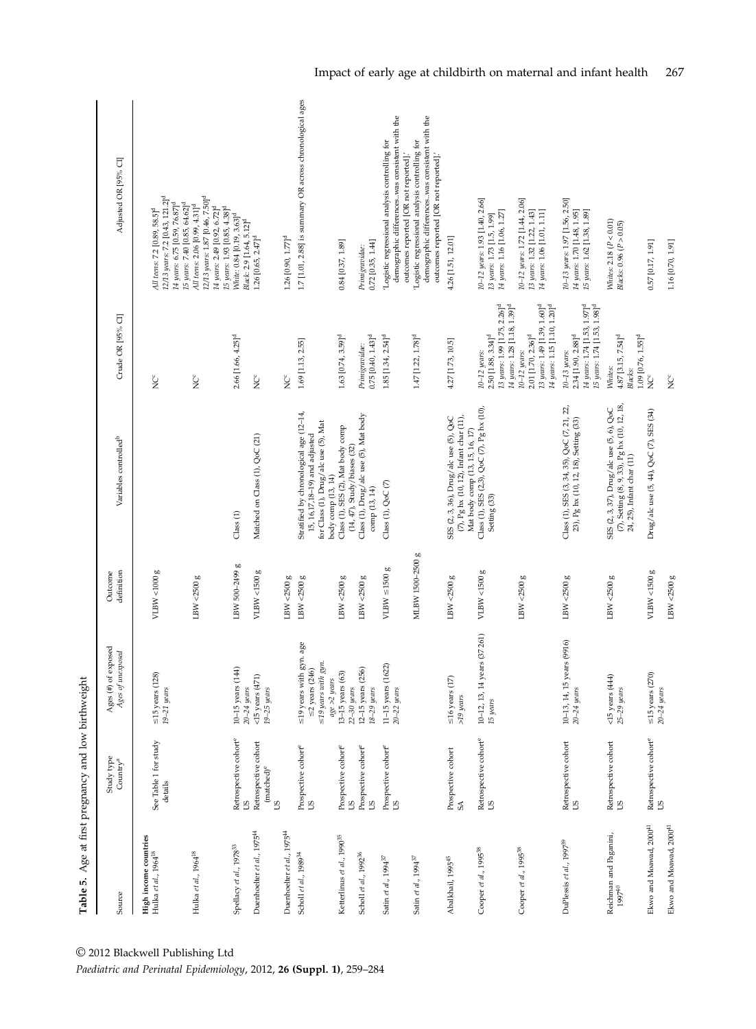**Table 5.** Age at first pregnancy and low birthweight

| Source | Study type *Country*[a] | Ages (#) of exposed *Ages of unexposed* | Outcome definition | Variables controlled[b] | Crude OR [95% CI] | Adjusted OR [95% CI] |
|---|---|---|---|---|---|---|
| **High income countries** | | | | | | |
| Hulka *et al.*, 1964[18] | See Table 1 for study details | ≤15 years (128) *19–21 years* | VLBW <1000 g | | NC[c] | *All teens*: 7.2 [0.89, 58.5][d] *12/13 years*: 7.2 [0.43, 121.2][d] *14 years*: 6.75 [0.59, 76.87][d] *15 years*: 7.40 [0.85, 64.62][d] |
| Hulka *et al.*, 1964[18] | | | LBW <2500 g | | NC[c] | *All teens*: 2.06 [0.99, 4.31][d] *12/13 years*: 1.87 [0.46, 7.50][d] *14 years*: 2.49 [0.92, 6.72][d] *15 years*: 1.93 [0.85, 4.38][d] |
| Spellacy *et al.*, 1978[33] | Retrospective cohort[e] *US* | 10–15 years (144) *20–24 years* | LBW 500–2499 g | Class (1) | 2.66 [1.66, 4.25][d] | *White*: 0.84 [0.19, 3.63][d] *Black*: 2.9 [1.64, 5.12][d] |
| Duenhoelter *et al.*, 1975[44] | Retrospective cohort (matched)[e] *US* | <15 years (471) *19–25 years* | VLBW <1500 g | Matched on Class (1), QoC (21) | NC[c] | 1.26 [0.65, 2.47][d] |
| Duenhoelter *et al.*, 1975[44] | | | LBW <2500 g | | NC[c] | 1.26 [0.90, 1.77][d] |
| Scholl *et al.*, 1989[34] | Prospective cohort[e] *US* | ≤19 years with gyn. age ≤2 years (246) *≤19 years with gyn. age >2 years* | LBW <2500 g | Stratified by chronological age (12–14, 15, 16, 17, 18–19) and adjusted for Class (1), Drug/alc use (5), Mat body comp (13, 14) | 1.69 [1.13, 2.55] | 1.7 [1.01, 2.88] is summary OR across chronological ages |
| Ketterlinus *et al.*, 1990[35] | Prospective cohort[e] *US* | 13–15 years (63) *22–30 years* | LBW <2500 g | Class (1), SES (2), Mat body comp (14, 47), Study/biases (32) | 1.63 [0.74, 3.59][d] | 0.84 [0.37, 1.89] |
| Scholl *et al.*, 1992[36] | Prospective cohort[e] *US* | 12–15 years (256) *18–29 years* | LBW <2500 g | Class (1), Drug/alc use (5), Mat body comp (13, 14) | *Primigravidae*: 0.75 [0.40, 1.43][d] | *Primigravidae*: 0.72 [0.35, 1.44] |
| Satin *et al.*, 1994[37] | Prospective cohort[e] *US* | 11–15 years (1622) *20–22 years* | VLBW ≤1500 g | Class (1), QoC (7) | 1.85 [1.34, 2.54][d] | 'Logistic regressional analysis controlling for demographic differences..was consistent with the outcomes reported [OR not reported].' |
| Satin *et al.*, 1994[37] | | | MLBW 1500–2500 g | | 1.47 [1.22, 1.78][d] | 'Logistic regressional analysis controlling for demographic differences..was consistent with the outcomes reported [OR not reported].' |
| Abalkhail, 1995[45] | Prospective cohort *SA* | ≤16 years (17) *>19 years* | LBW <2500 g | SES (2, 3, 36), Drug/alc use (5), QoC (7), Pg hx (10, 12), Infant char (11), Mat body comp (13, 15, 16, 17) | 4.27 [1.73, 10.5] | 4.26 [1.51, 12.01] |
| Cooper *et al.*, 1995[38] | Retrospective cohort[e] *US* | 10–12, 13, 14 years (37 261) *15 years* | VLBW <1500 g | Class (1), SES (2,3), QoC (7), Pg hx (10), Setting (33) | *10–12 years*: 2.50 [1.88, 3.34][d] *13 years*: 1.99 [1.75, 2.26][d] *14 years*: 1.28 [1.18, 1.39][d] | *10–12 years*: 1.93 [1.40, 2.66] *13 years*: 1.73 [1.5, 1.99] *14 years*: 1.16 [1.06, 1.27] |
| Cooper *et al.*, 1995[38] | | | LBW <2500 g | | *10–12 years*: 2.01 [1.70, 2.36][d] *13 years*: 1.49 [1.39, 1.60][d] *14 years*: 1.15 [1.10, 1.20][d] | *10–12 years*: 1.72 [1.44, 2.06] *13 years*: 1.32 [1.22, 1.43] *14 years*: 1.06 [1.01, 1.11] |
| DuPlessis *et al.*, 1997[39] | Retrospective cohort *US* | 10–13, 14, 15 years (9916) *20–24 years* | LBW <2500 g | Class (1), SES (3, 34, 35), QoC (7, 21, 22, 23), Pg hx (10, 12, 18), Setting (33) | *10–13 years*: 2.34 [1.90, 2.88][d] *14 years*: 1.74 [1.53, 1.97][d] *15 years*: 1.74 [1.53, 1.98][d] | *10–13 years*: 1.97 [1.56, 2.50] *14 years*: 1.70 [1.48, 1.95] *15 years*: 1.62 [1.38, 1.89] |
| Reichman and Pagnini, 1997[40] | Retrospective cohort *US* | <15 years (444) *25–29 years* | LBW <2500 g | SES (2, 3, 37), Drug/alc use (5, 6), QoC (7), Setting (8, 9, 33), Pg hx (10, 12, 18, 24, 25), Infant char (11) | *Whites*: 4.87 [3.15, 7.54][d] *Blacks*: 1.09 [0.76, 1.55][d] | *Whites*: 2.18 ($P < 0.01$) *Blacks*: 0.96 ($P > 0.05$) |
| Ekwo and Moawad, 2000[41] | Retrospective cohort[e] *US* | ≤15 years (270) *20–24 years* | VLBW <1500 g | Drug/alc use (5, 44), QoC (7), SES (34) | NC[c] | 0.57 [0.17, 1.91] |
| Ekwo and Moawad, 2000[41] | | | LBW <2500 g | | NC[c] | 1.16 [0.70, 1.91] |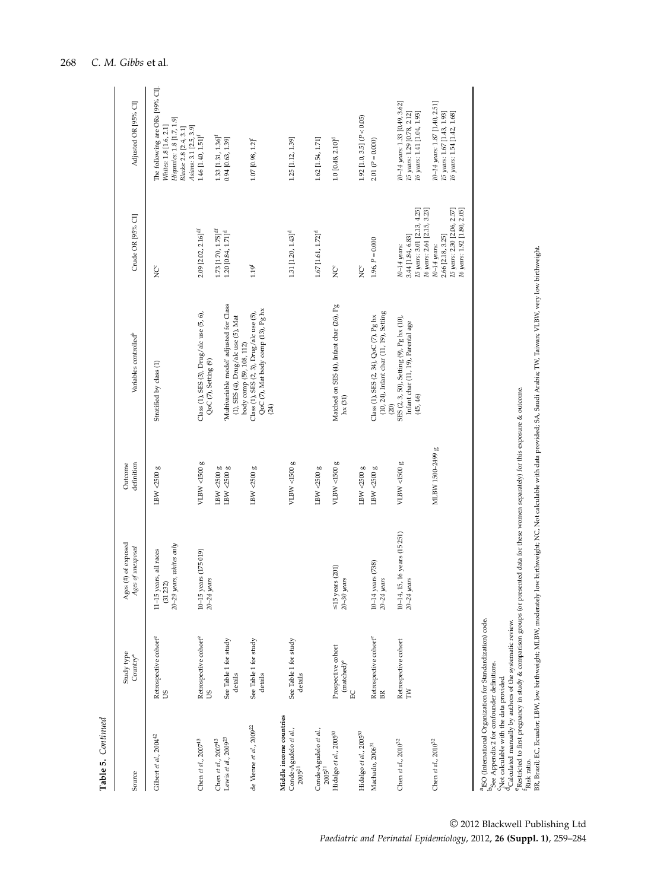**Table 5.** *Continued*

| Source | Study type Country[a] | Ages (#) of exposed *Ages of unexposed* | Outcome definition | Variables controlled[b] | Crude OR [95% CI] | Adjusted OR [95% CI] |
|---|---|---|---|---|---|---|
| Gilbert *et al.*, 2004[42] | Retrospective cohort[e] US | 11–15 years, all races (31 232) *20–29 years, whites only* | LBW <2500 g | Stratified by class (1) | NC[c] | The following are ORs [99% CI]. *Whites*: 1.8 [1.6, 2.1] *Hispanics*: 1.8 [1.7, 1.9] *Blacks*: 2.8 [2.4, 3.1] *Asians*: 3.1 [2.5, 3.9] |
| Chen *et al.*, 2007[43] | Retrospective cohort[e] US | 10–15 years (175 019) *20–24 years* | VLBW <1500 g | Class (1), SES (3), Drug/alc use (5, 6), QoC (7), Setting (9) | 2.09 [2.02, 2.16][d,f] | 1.46 [1.40, 1.51][f] |
| Chen *et al.*, 2007[43] | | | LBW <2500 g | | 1.73 [1.70, 1.75][d,f] | 1.33 [1.31, 1.36][f] |
| Lewis *et al.*, 2009[23] | See Table 1 for study details | | LBW <2500 g | 'Multivariable model' adjusted for Class (1), SES (4), Drug/alc use (5), Mat body comp (59, 108, 112) | 1.20 [0.84, 1.71][d] | 0.94 [0.63, 1.39] |
| de Vienne *et al.*, 2009[22] | See Table 1 for study details | | LBW <2500 g | Class (1), SES (2, 3), Drug/alc use (5), QoC (7), Mat body comp (13), Pg hx (24) | 1.19[f] | 1.07 [0.98, 1.2][f] |
| **Middle income countries** | | | | | | |
| Conde-Agudelo *et al.*, 2005[21] | See Table 1 for study details | | VLBW <1500 g | | 1.31 [1.20, 1.43][d] | 1.25 [1.12, 1.39] |
| Conde-Agudelo *et al.*, 2005[21] | | | LBW <2500 g | | 1.67 [1.61, 1.72][d] | 1.62 [1.54, 1.71] |
| Hidalgo *et al.*, 2005[30] | Prospective cohort (matched)[e] EC | ≤15 years (201) *20–30 years* | VLBW <1500 g | Matched on SES (4), Infant char (26), Pg hx (31) | NC[c] | 1.0 [0.48, 2.10][d] |
| Hidalgo *et al.*, 2005[30] | | | LBW <2500 g | | NC[c] | 1.92 [1.0, 3.5] ($P < 0.05$) |
| Machado, 2006[31] | Retrospective cohort[e] BR | 10–14 years (738) *20–24 years* | LBW <2500 g | Class (1), SES (2, 34), QoC (7), Pg hx (10, 24), Infant char (11, 19), Setting (20) | 1.96, $P = 0.000$ | 2.01 ($P = 0.000$) |
| Chen *et al.*, 2010[32] | Retrospective cohort TW | 10–14, 15, 16 years (15 251) *20–24 years* | VLBW <1500 g | SES (2, 3, 50), Setting (9), Pg hx (10), Infant char (11, 19), Parental age (45, 46) | *10–14 years*: 3.44 [1.84, 6.83] *15 years*: 3.01 [2.13, 4.25] *16 years*: 2.64 [2.15, 3.23] | *10–14 years*: 1.33 [0.49, 3.62] *15 years*: 1.29 [0.78, 2.12] *16 years*: 1.41 [1.04, 1.93] |
| Chen *et al.*, 2010[32] | | | MLBW 1500–2499 g | | *10–14 years*: 2.66 [2.18, 3.25] *15 years*: 2.30 [2.06, 2.57] *16 years*: 1.92 [1.80, 2.05] | *10–14 years*: 1.87 [1.40, 2.51] *15 years*: 1.67 [1.43, 1.93] *16 years*: 1.54 [1.42, 1.68] |

[a]ISO (International Organization for Standardization) code.
[b]See Appendix 2 for confounder definitions.
[c]Not calculable with the data provided.
[d]Calculated manually by authors of the systematic review.
[e]Restricted to first pregnancy in study & comparison groups (or presented data for these women separately) for this exposure & outcome.
[f]Risk ratio.
BR, Brazil; EC, Ecuador; LBW, low birthweight; MLBW, moderately low birthweight; NC, Not calculable with data provided; SA, Saudi Arabia; TW, Taiwan; VLBW, very low birthweight.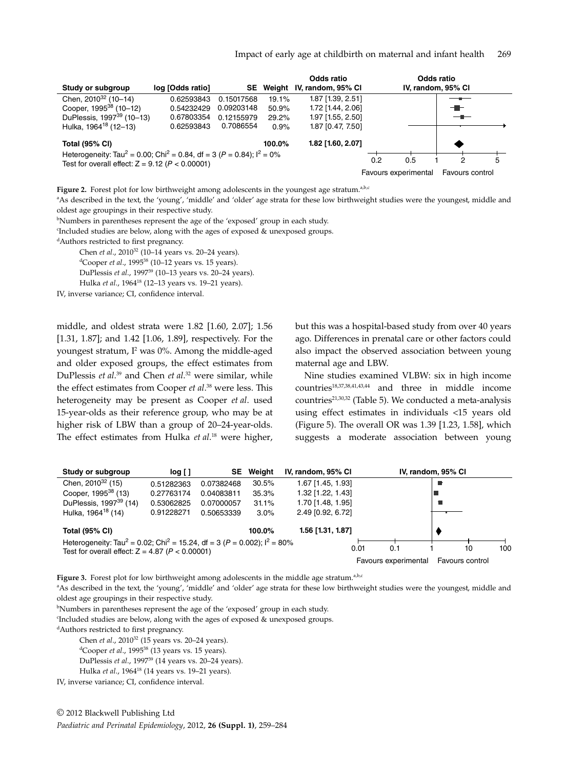| Study or subgroup | log [Odds ratio] | SE | Weight | Odds ratio IV, random, 95% CI |
|---|---|---|---|---|
| Chen, 2010[32] (10–14) | 0.62593843 | 0.15017568 | 19.1% | 1.87 [1.39, 2.51] |
| Cooper, 1995[38] (10–12) | 0.54232429 | 0.09203148 | 50.9% | 1.72 [1.44, 2.06] |
| DuPlessis, 1997[39] (10–13) | 0.67803354 | 0.12155979 | 29.2% | 1.97 [1.55, 2.50] |
| Hulka, 1964[18] (12–13) | 0.62593843 | 0.7086554 | 0.9% | 1.87 [0.47, 7.50] |
| **Total (95% CI)** | | | **100.0%** | **1.82 [1.60, 2.07]** |

Heterogeneity: $Tau^2 = 0.00$; $Chi^2 = 0.84$, df = 3 ($P = 0.84$); $I^2 = 0\%$
Test for overall effect: $Z = 9.12$ ($P < 0.00001$)

Favours experimental | Favours control

**Figure 2.** Forest plot for low birthweight among adolescents in the youngest age stratum.[a,b,c]

[a]As described in the text, the 'young', 'middle' and 'older' age strata for these low birthweight studies were the youngest, middle and oldest age groupings in their respective study.

[b]Numbers in parentheses represent the age of the 'exposed' group in each study.

[c]Included studies are below, along with the ages of exposed & unexposed groups.

[d]Authors restricted to first pregnancy.

Chen *et al*., 2010[32] (10–14 years vs. 20–24 years).
[d]Cooper *et al*., 1995[38] (10–12 years vs. 15 years).
DuPlessis *et al*., 1997[39] (10–13 years vs. 20–24 years).
Hulka *et al*., 1964[18] (12–13 years vs. 19–21 years).

IV, inverse variance; CI, confidence interval.

middle, and oldest strata were 1.82 [1.60, 2.07]; 1.56 [1.31, 1.87]; and 1.42 [1.06, 1.89], respectively. For the youngest stratum, $I^2$ was 0%. Among the middle-aged and older exposed groups, the effect estimates from DuPlessis *et al*.[39] and Chen *et al*.[32] were similar, while the effect estimates from Cooper *et al*.[38] were less. This heterogeneity may be present as Cooper *et al*. used 15-year-olds as their reference group, who may be at higher risk of LBW than a group of 20–24-year-olds. The effect estimates from Hulka *et al*.[18] were higher, but this was a hospital-based study from over 40 years ago. Differences in prenatal care or other factors could also impact the observed association between young maternal age and LBW.

Nine studies examined VLBW: six in high income countries[18,37,38,41,43,44] and three in middle income countries[21,30,32] (Table 5). We conducted a meta-analysis using effect estimates in individuals <15 years old (Figure 5). The overall OR was 1.39 [1.23, 1.58], which suggests a moderate association between young

| Study or subgroup | log [ ] | SE | Weight | IV, random, 95% CI |
|---|---|---|---|---|
| Chen, 2010[32] (15) | 0.51282363 | 0.07382468 | 30.5% | 1.67 [1.45, 1.93] |
| Cooper, 1995[38] (13) | 0.27763174 | 0.04083811 | 35.3% | 1.32 [1.22, 1.43] |
| DuPlessis, 1997[39] (14) | 0.53062825 | 0.07000057 | 31.1% | 1.70 [1.48, 1.95] |
| Hulka, 1964[18] (14) | 0.91228271 | 0.50653339 | 3.0% | 2.49 [0.92, 6.72] |
| **Total (95% CI)** | | | **100.0%** | **1.56 [1.31, 1.87]** |

Heterogeneity: $Tau^2 = 0.02$; $Chi^2 = 15.24$, df = 3 ($P = 0.002$); $I^2 = 80\%$
Test for overall effect: $Z = 4.87$ ($P < 0.00001$)

Favours experimental | Favours control

**Figure 3.** Forest plot for low birthweight among adolescents in the middle age stratum.[a,b,c]

[a]As described in the text, the 'young', 'middle' and 'older' age strata for these low birthweight studies were the youngest, middle and oldest age groupings in their respective study.

[b]Numbers in parentheses represent the age of the 'exposed' group in each study.

[c]Included studies are below, along with the ages of exposed & unexposed groups.

[d]Authors restricted to first pregnancy.

Chen *et al*., 2010[32] (15 years vs. 20–24 years).
[d]Cooper *et al*., 1995[38] (13 years vs. 15 years).
DuPlessis *et al*., 1997[39] (14 years vs. 20–24 years).
Hulka *et al*., 1964[18] (14 years vs. 19–21 years).

IV, inverse variance; CI, confidence interval.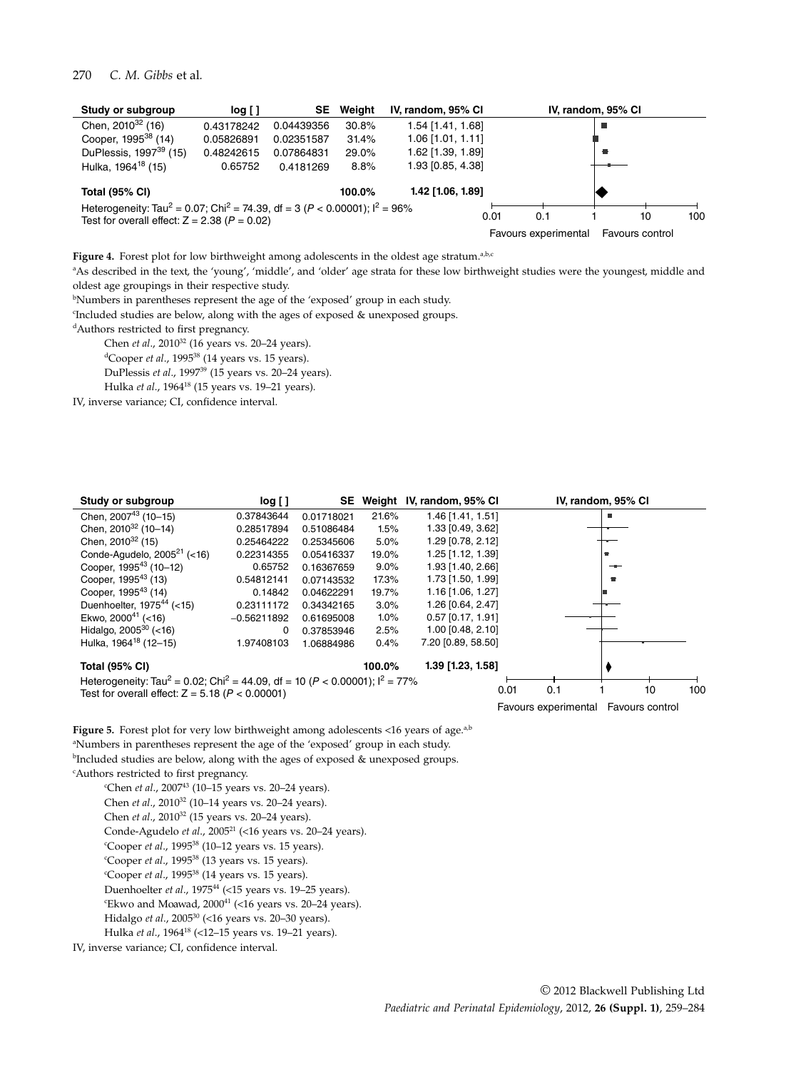| Study or subgroup | log [ ] | SE | Weight | IV, random, 95% CI |
|---|---|---|---|---|
| Chen, 2010[32] (16) | 0.43178242 | 0.04439356 | 30.8% | 1.54 [1.41, 1.68] |
| Cooper, 1995[38] (14) | 0.05826891 | 0.02351587 | 31.4% | 1.06 [1.01, 1.11] |
| DuPlessis, 1997[39] (15) | 0.48242615 | 0.07864831 | 29.0% | 1.62 [1.39, 1.89] |
| Hulka, 1964[18] (15) | 0.65752 | 0.4181269 | 8.8% | 1.93 [0.85, 4.38] |
| **Total (95% CI)** | | | **100.0%** | **1.42 [1.06, 1.89]** |

Heterogeneity: $Tau^2 = 0.07$; $Chi^2 = 74.39$, df = 3 ($P < 0.00001$); $I^2 = 96\%$
Test for overall effect: $Z = 2.38$ ($P = 0.02$)

IV, random, 95% CI: 0.01, 0.1, 1, 10, 100 — Favours experimental / Favours control

**Figure 4.** Forest plot for low birthweight among adolescents in the oldest age stratum.[a,b,c]

[a]As described in the text, the 'young', 'middle', and 'older' age strata for these low birthweight studies were the youngest, middle and oldest age groupings in their respective study.

[b]Numbers in parentheses represent the age of the 'exposed' group in each study.

[c]Included studies are below, along with the ages of exposed & unexposed groups.

[d]Authors restricted to first pregnancy.

Chen *et al*., 2010[32] (16 years vs. 20–24 years).
[d]Cooper *et al*., 1995[38] (14 years vs. 15 years).
DuPlessis *et al*., 1997[39] (15 years vs. 20–24 years).
Hulka *et al*., 1964[18] (15 years vs. 19–21 years).

IV, inverse variance; CI, confidence interval.

| Study or subgroup | log [ ] | SE | Weight | IV, random, 95% CI |
|---|---|---|---|---|
| Chen, 2007[43] (10–15) | 0.37843644 | 0.01718021 | 21.6% | 1.46 [1.41, 1.51] |
| Chen, 2010[32] (10–14) | 0.28517894 | 0.51086484 | 1.5% | 1.33 [0.49, 3.62] |
| Chen, 2010[32] (15) | 0.25464222 | 0.25345606 | 5.0% | 1.29 [0.78, 2.12] |
| Conde-Agudelo, 2005[21] (<16) | 0.22314355 | 0.05416337 | 19.0% | 1.25 [1.12, 1.39] |
| Cooper, 1995[43] (10–12) | 0.65752 | 0.16367659 | 9.0% | 1.93 [1.40, 2.66] |
| Cooper, 1995[43] (13) | 0.54812141 | 0.07143532 | 17.3% | 1.73 [1.50, 1.99] |
| Cooper, 1995[43] (14) | 0.14842 | 0.04622291 | 19.7% | 1.16 [1.06, 1.27] |
| Duenhoelter, 1975[44] (<15) | 0.23111172 | 0.34342165 | 3.0% | 1.26 [0.64, 2.47] |
| Ekwo, 2000[41] (<16) | −0.56211892 | 0.61695008 | 1.0% | 0.57 [0.17, 1.91] |
| Hidalgo, 2005[30] (<16) | 0 | 0.37853946 | 2.5% | 1.00 [0.48, 2.10] |
| Hulka, 1964[18] (12–15) | 1.97408103 | 1.06884986 | 0.4% | 7.20 [0.89, 58.50] |
| **Total (95% CI)** | | | **100.0%** | **1.39 [1.23, 1.58]** |

Heterogeneity: $Tau^2 = 0.02$; $Chi^2 = 44.09$, df = 10 ($P < 0.00001$); $I^2 = 77\%$
Test for overall effect: $Z = 5.18$ ($P < 0.00001$)

IV, random, 95% CI: 0.01, 0.1, 1, 10, 100 — Favours experimental / Favours control

**Figure 5.** Forest plot for very low birthweight among adolescents <16 years of age.[a,b]

[a]Numbers in parentheses represent the age of the 'exposed' group in each study.

[b]Included studies are below, along with the ages of exposed & unexposed groups.

[c]Authors restricted to first pregnancy.

[c]Chen *et al*., 2007[43] (10–15 years vs. 20–24 years).
Chen *et al*., 2010[32] (10–14 years vs. 20–24 years).
Chen *et al*., 2010[32] (15 years vs. 20–24 years).
Conde-Agudelo *et al*., 2005[21] (<16 years vs. 20–24 years).
[c]Cooper *et al*., 1995[38] (10–12 years vs. 15 years).
[c]Cooper *et al*., 1995[38] (13 years vs. 15 years).
[c]Cooper *et al*., 1995[38] (14 years vs. 15 years).
Duenhoelter *et al*., 1975[44] (<15 years vs. 19–25 years).
[c]Ekwo and Moawad, 2000[41] (<16 years vs. 20–24 years).
Hidalgo *et al*., 2005[30] (<16 years vs. 20–30 years).
Hulka *et al*., 1964[18] (<12–15 years vs. 19–21 years).

IV, inverse variance; CI, confidence interval.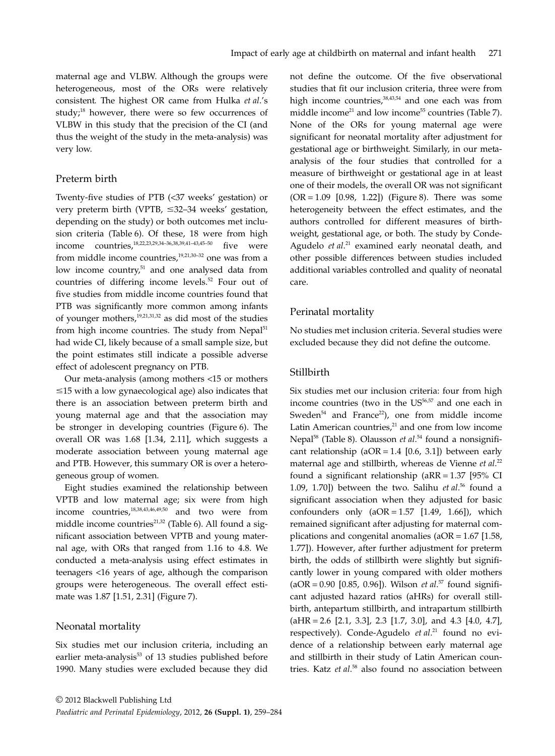maternal age and VLBW. Although the groups were heterogeneous, most of the ORs were relatively consistent. The highest OR came from Hulka *et al.*'s study;[18] however, there were so few occurrences of VLBW in this study that the precision of the CI (and thus the weight of the study in the meta-analysis) was very low.

## Preterm birth

Twenty-five studies of PTB (<37 weeks' gestation) or very preterm birth (VPTB, ≤32–34 weeks' gestation, depending on the study) or both outcomes met inclusion criteria (Table 6). Of these, 18 were from high income countries,[18,22,23,29,34–36,38,39,41–43,45–50] five were from middle income countries,[19,21,30–32] one was from a low income country,[51] and one analysed data from countries of differing income levels.[52] Four out of five studies from middle income countries found that PTB was significantly more common among infants of younger mothers,[19,21,31,32] as did most of the studies from high income countries. The study from Nepal[51] had wide CI, likely because of a small sample size, but the point estimates still indicate a possible adverse effect of adolescent pregnancy on PTB.

Our meta-analysis (among mothers <15 or mothers ≤15 with a low gynaecological age) also indicates that there is an association between preterm birth and young maternal age and that the association may be stronger in developing countries (Figure 6). The overall OR was 1.68 [1.34, 2.11], which suggests a moderate association between young maternal age and PTB. However, this summary OR is over a heterogeneous group of women.

Eight studies examined the relationship between VPTB and low maternal age; six were from high income countries,[18,38,43,46,49,50] and two were from middle income countries[21,32] (Table 6). All found a significant association between VPTB and young maternal age, with ORs that ranged from 1.16 to 4.8. We conducted a meta-analysis using effect estimates in teenagers <16 years of age, although the comparison groups were heterogeneous. The overall effect estimate was 1.87 [1.51, 2.31] (Figure 7).

## Neonatal mortality

Six studies met our inclusion criteria, including an earlier meta-analysis[53] of 13 studies published before 1990. Many studies were excluded because they did not define the outcome. Of the five observational studies that fit our inclusion criteria, three were from high income countries,[38,43,54] and one each was from middle income[21] and low income[55] countries (Table 7). None of the ORs for young maternal age were significant for neonatal mortality after adjustment for gestational age or birthweight. Similarly, in our meta-analysis of the four studies that controlled for a measure of birthweight or gestational age in at least one of their models, the overall OR was not significant (OR = 1.09 [0.98, 1.22]) (Figure 8). There was some heterogeneity between the effect estimates, and the authors controlled for different measures of birthweight, gestational age, or both. The study by Conde-Agudelo *et al.*[21] examined early neonatal death, and other possible differences between studies included additional variables controlled and quality of neonatal care.

## Perinatal mortality

No studies met inclusion criteria. Several studies were excluded because they did not define the outcome.

## Stillbirth

Six studies met our inclusion criteria: four from high income countries (two in the US[56,57] and one each in Sweden[54] and France[22]), one from middle income Latin American countries,[21] and one from low income Nepal[58] (Table 8). Olausson *et al.*[54] found a nonsignificant relationship (aOR = 1.4 [0.6, 3.1]) between early maternal age and stillbirth, whereas de Vienne *et al.*[22] found a significant relationship (aRR = 1.37 [95% CI 1.09, 1.70]) between the two. Salihu *et al.*[56] found a significant association when they adjusted for basic confounders only (aOR = 1.57 [1.49, 1.66]), which remained significant after adjusting for maternal complications and congenital anomalies (aOR = 1.67 [1.58, 1.77]). However, after further adjustment for preterm birth, the odds of stillbirth were slightly but significantly lower in young compared with older mothers (aOR = 0.90 [0.85, 0.96]). Wilson *et al.*[57] found significant adjusted hazard ratios (aHRs) for overall stillbirth, antepartum stillbirth, and intrapartum stillbirth (aHR = 2.6 [2.1, 3.3], 2.3 [1.7, 3.0], and 4.3 [4.0, 4.7], respectively). Conde-Agudelo *et al.*[21] found no evidence of a relationship between early maternal age and stillbirth in their study of Latin American countries. Katz *et al.*[58] also found no association between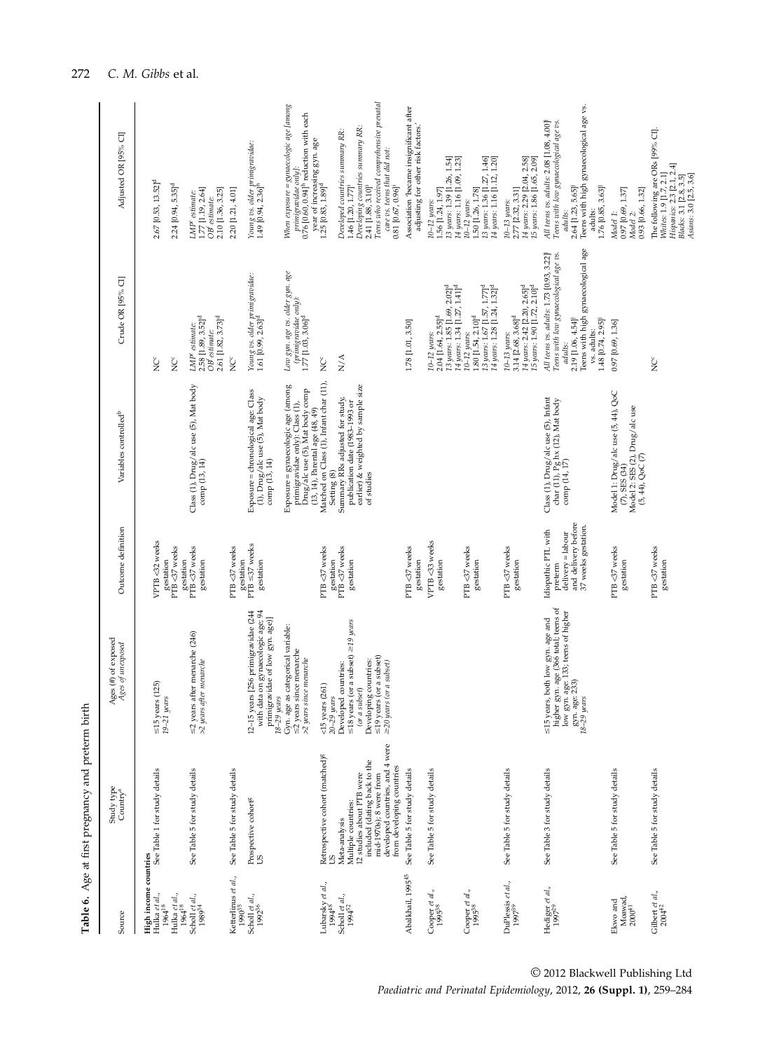**Table 6.** Age at first pregnancy and preterm birth

| Source | Study type<br>Country[a] | Ages (#) of exposed<br>*Ages of unexposed* | Outcome definition | Variables controlled[b] | Crude OR [95% CI] | Adjusted OR [95% CI] |
|---|---|---|---|---|---|---|
| **High income countries** | | | | | | |
| Hulka *et al.*, 1964[18] | See Table 1 for study details | ≤15 years (125)<br>*19–21 years* | VPTB <32 weeks gestation | | NC[c] | 2.67 [0.53, 13.52][d] |
| Hulka *et al.*, 1964[18] | | | PTB <37 weeks gestation | | NC[c] | 2.24 [0.94, 5.35][d] |
| Scholl *et al.*, 1989[34] | See Table 5 for study details | ≤2 years after menarche (246)<br>*>2 years after menarche* | PTB <37 weeks gestation | Class (1), Drug/alc use (5), Mat body comp (13, 14) | *LMP[e] estimate:*<br>2.58 [1.89, 3.52][d]<br>*OB[f] estimate:*<br>2.61 [1.82, 3.73][d] | *LMP[e] estimate:*<br>1.77 [1.19, 2.64]<br>*OB[f] estimate:*<br>2.10 [1.36, 3.25] |
| Ketterlinus *et al.*, 1990[35] | See Table 5 for study details | | PTB <37 weeks gestation | | NC[c] | 2.20 [1.21, 4.01] |
| Scholl *et al.*, 1992[36] | Prospective cohort[g]<br>US | 12–15 years [256 primigravidae (244 with data on gynaecologic age; 94 primigravidae of low gyn. age)]<br>*18–29 years* | PTB ≤37 weeks gestation | Exposure = chronological age: Class (1), Drug/alc use (5), Mat body comp (13, 14) | *Young vs. older primigravidae:*<br>1.61 [0.99, 2.63][d] | *Young vs. older primigravidae:*<br>1.49 [0.94, 2.36][h] |
| | | Gyn. age as categorical variable:<br>≤2 years since menarche<br>*>2 years since menarche* | | Exposure = gynaecologic age (among primigravidae only): Class (1), Drug/alc use (5), Mat body comp (13, 14), Parental age (48, 49) | *Low gyn. age vs. older gyn. age (primigravidae only):*<br>1.77 [1.03, 3.06][d] | *When exposure = gynaecologic age (among primigravidae only):*<br>0.76 [0.60, 0.94][h] reduction with each year of increasing gyn. age |
| Lubarsky *et al.*, 1994[48] | Retrospective cohort (matched)[g]<br>US | <15 years (261)<br>*20–29 years* | PTB <37 weeks gestation | Matched on Class (1), Infant char (11), Setting (8) | NC[c] | 1.25 [0.83, 1.89][d] |
| Scholl *et al.*, 1994[52] | Meta-analysis<br>Multiple countries:<br>12 studies about PTB were included (dating back to the mid-1970s); 8 were from developed countries, and 4 were from developing countries | Developed countries:<br>≤18 years (or a subset) *≥19 years (or a subset)*<br>Developing countries:<br>≤19 years (or a subset)<br>*≥20 years (or a subset)* | PTB <37 weeks gestation | Summary RRs adjusted for study, publication date (1983–1993 or earlier) & weighted by sample size of studies | N/A | *Developed countries summary RR:*<br>1.46 [1.20, 1.77][i]<br>*Developing countries summary RR:*<br>2.41 [1.88, 3.10][i]<br>*Teens who received comprehensive prenatal care vs. teens who did not:*<br>0.81 [0.67, 0.96][i] |
| Abalkhail, 1995[45] | See Table 5 for study details | | PTB <37 weeks gestation | | 1.78 [1.01, 3.50] | Association 'became insignificant after adjusting for other risk factors.' |
| Cooper *et al.*, 1995[38] | See Table 5 for study details | | VPTB <33 weeks gestation | | *10–12 years:*<br>2.04 [1.64, 2.55][d]<br>*13 years:* 1.85 [1.69, 2.02][d]<br>*14 years:* 1.34 [1.27, 1.41][d] | *10–12 years:*<br>1.56 [1.24, 1.97]<br>*13 years:* 1.39 [1.26, 1.54]<br>*14 years:* 1.16 [1.09, 1.23] |
| Cooper *et al.*, 1995[38] | | | PTB <37 weeks gestation | | *10–12 years:*<br>1.80 [1.54, 2.10][d]<br>*13 years:* 1.67 [1.57, 1.77][d]<br>*14 years:* 1.28 [1.24, 1.32][d] | *10–12 years:*<br>1.50 [1.26, 1.78]<br>*13 years:* 1.36 [1.27, 1.46]<br>*14 years:* 1.16 [1.12, 1.20] |
| DuPlessis *et al.*, 1997[39] | See Table 5 for study details | | PTB <37 weeks gestation | | *10–13 years:*<br>3.14 [2.68, 3.68][d]<br>*14 years:* 2.42 [2.20, 2.65][d]<br>*15 years:* 1.90 [1.72, 2.10][d] | *10–13 years:*<br>2.77 [2.32, 3.31]<br>*14 years:* 2.29 [2.04, 2.58]<br>*15 years:* 1.86 [1.65, 2.09] |
| Hediger *et al.*, 1997[29] | See Table 3 for study details | ≤15 years, both low gyn. age and higher gyn. age (366 total; teens of low gyn. age: 133; teens of higher gyn. age: 233)<br>*18–29 years* | Idiopathic PTL with preterm delivery = labour and delivery before 37 weeks gestation. | Class (1), Drug/alc use (5), Infant char (11), Pg hx (12), Mat body comp (14, 17) | *All teens vs. adults:* 1.73 [0.93, 3.22][j]<br>*Teens with low gynaecological age vs. adults:*<br>2.19 [1.06, 4.54][j]<br>*Teens with high gynaecological age vs. adults:*<br>1.48 [0.74, 2.95][j] | *All teens vs. adults:* 2.08 [1.08, 4.00][j]<br>*Teens with low gynaecological age vs. adults:*<br>2.64 [1.23, 5.65][j]<br>*Teens with high gynaecological age vs. adults:*<br>1.76 [0.85, 3.63][j] |
| Ekwo and Moawad, 2000[41] | See Table 5 for study details | | PTB <37 weeks gestation | Model 1: Drug/alc use (5, 44), QoC (7), SES (34)<br>Model 2: SES (2), Drug/alc use (5, 44), QoC (7) | 0.97 [0.69, 1.36] | *Model 1:*<br>0.97 [0.69, 1.37]<br>*Model 2:*<br>0.93 [0.66, 1.32] |
| Gilbert *et al.*, 2004[42] | See Table 5 for study details | | PTB <37 weeks gestation | | NC[c] | The following are ORs [99% CI].<br>*Whites:* 1.9 [1.7, 2.1]<br>*Hispanics:* 2.3 [2.1, 2.4]<br>*Blacks:* 3.1 [2.8, 3.5]<br>*Asians:* 3.0 [2.5, 3.6] |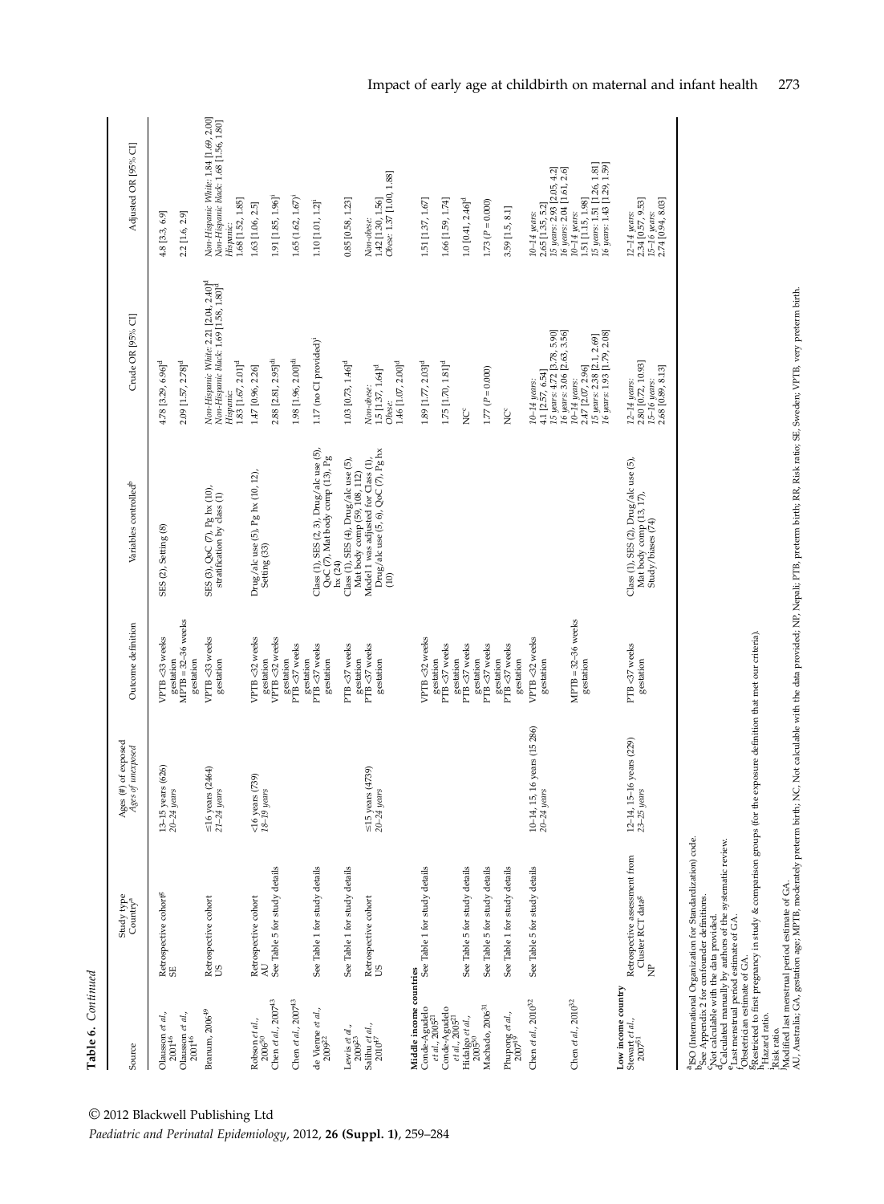**Table 6.** *Continued*

| Source | Study type Country[a] | Ages (#) of exposed *Ages of unexposed* | Outcome definition | Variables controlled[b] | Crude OR [95% CI] | Adjusted OR [95% CI] |
|---|---|---|---|---|---|---|
| Olausson *et al.*, 2001[46] | Retrospective cohort[g] SE | 13–15 years (626) *20–24 years* | VPTB <33 weeks gestation | SES (2), Setting (8) | 4.78 [3.29, 6.96][d] | 4.8 [3.3, 6.9] |
| Olausson *et al.*, 2001[46] | | | MPTB = 32–36 weeks gestation | | 2.09 [1.57, 2.78][d] | 2.2 [1.6, 2.9] |
| Branum, 2006[49] | Retrospective cohort US | ≤16 years (2464) *21–24 years* | VPTB <33 weeks gestation | SES (3), QoC (7), Pg hx (10), stratification by class (1) | *Non-Hispanic White*: 2.21 [2.04, 2.40][d] *Non-Hispanic black*: 1.69 [1.58, 1.80][d] *Hispanic*: 1.83 [1.67, 2.01][d] | *Non-Hispanic White*: 1.84 [1.69, 2.00] *Non-Hispanic black*: 1.68 [1.56, 1.80] *Hispanic*: 1.68 [1.52, 1.85] |
| Robson *et al.*, 2006[50] | Retrospective cohort AU | <16 years (739) *18–19 years* | VPTB <32 weeks gestation | Drug/alc use (5), Pg hx (10, 12), Setting (33) | 1.47 [0.96, 2.26] | 1.63 [1.06, 2.5] |
| Chen *et al.*, 2007[43] | See Table 5 for study details | | VPTB <32 weeks gestation | | 2.88 [2.81, 2.95][d,h] | 1.91 [1.85, 1.96][h] |
| Chen *et al.*, 2007[43] | | | PTB <37 weeks gestation | | 1.98 [1.96, 2.00][d,h] | 1.65 [1.62, 1.67][h] |
| de Vienne *et al.*, 2009[22] | See Table 1 for study details | | PTB <37 weeks gestation | Class (1), SES (2, 3), Drug/alc use (5), QoC (7), Mat body comp (13), Pg hx (24) | 1.17 (no CI provided)[i] | 1.10 [1.01, 1.2][i] |
| Lewis *et al.*, 2009[23] | See Table 1 for study details | | PTB <37 weeks gestation | Class (1), SES (4), Drug/alc use (5), Mat body comp (59, 108, 112) | 1.03 [0.73, 1.46][d] | 0.85 [0.58, 1.23] |
| Salihu *et al.*, 2010[47] | Retrospective cohort US | ≤15 years (4739) *20–24 years* | PTB <37 weeks gestation | Model 1 was adjusted for Class (1), Drug/alc use (5, 6), QoC (7), Pg hx (10) | *Non-obese*: 1.5 [1.37, 1.64][d] *Obese*: 1.46 [1.07, 2.00][d] | *Non-obese*: 1.42 [1.30, 1.56] *Obese*: 1.37 [1.00, 1.88] |
| **Middle income countries** | | | | | | |
| Conde-Agudelo *et al.*, 2005[21] | See Table 1 for study details | | VPTB <32 weeks gestation | | 1.89 [1.77, 2.03][d] | 1.51 [1.37, 1.67] |
| Conde-Agudelo *et al.*, 2005[21] | | | PTB <37 weeks gestation | | 1.75 [1.70, 1.81][d] | 1.66 [1.59, 1.74] |
| Hidalgo *et al.*, 2005[30] | See Table 5 for study details | | PTB <37 weeks gestation | | NC[c] | 1.0 [0.41, 2.46][d] |
| Machado, 2006[31] | See Table 5 for study details | | PTB <37 weeks gestation | | 1.77 (*P* = 0.000) | 1.73 (*P* = 0.000) |
| Phupong *et al.*, 2007[29] | See Table 1 for study details | | PTB <37 weeks gestation | | NC[c] | 3.59 [1.5, 8.1] |
| Chen *et al.*, 2010[32] | See Table 5 for study details | 10–14, 15, 16 years (15 286) *20–24 years* | VPTB <32 weeks gestation | | *10–14 years*: 4.1 [2.57, 6.54] *15 years*: 4.72 [3.78, 5.90] *16 years*: 3.06 [2.63, 3.56] | *10–14 years*: 2.65 [1.35, 5.2] *15 years*: 2.93 [2.05, 4.2] *16 years*: 2.04 [1.61, 2.6] |
| Chen *et al.*, 2010[32] | | | MPTB = 32–36 weeks gestation | | *10–14 years*: 2.47 [2.07, 2.96] *15 years*: 2.38 [2.1, 2.69] *16 years*: 1.93 [1.79, 2.08] | *10–14 years*: 1.51 [1.15, 1.98] *15 years*: 1.51 [1.26, 1.81] *16 years*: 1.43 [1.29, 1.59] |
| **Low income country** | | | | | | |
| Stewart *et al.*, 2007[51] | Retrospective assessment from Cluster RCT data[g] NP | 12–14, 15–16 years (229) *23–25 years* | PTB <37 weeks gestation | Class (1), SES (2), Drug/alc use (5), Mat body comp (13, 17), Study/biases (74) | *12–14 years*: 2.80 [0.72, 10.93] *15–16 years*: 2.68 [0.89, 8.13] | *12–14 years*: 2.34 [0.57, 9.53] *15–16 years*: 2.74 [0.94, 8.03] |

[a]ISO (International Organization for Standardization) code.
[b]See Appendix 2 for confounder definitions.
[c]Not calculable with the data provided.
[d]Calculated manually by authors of the systematic review.
[e]Last menstrual period estimate of GA.
[f]Obstetrician estimate of GA.
[g]Restricted to first pregnancy in study & comparison groups (for the exposure definition that met our criteria).
[h]Hazard ratio.
[i]Risk ratio.
[j]Modified last menstrual period estimate of GA.
AU, Australia; GA, gestation age; MPTB, moderately preterm birth; NC, Not calculable with the data provided; NP, Nepal; PTB, preterm birth; RR, Risk ratio; SE, Sweden; VPTB, very preterm birth.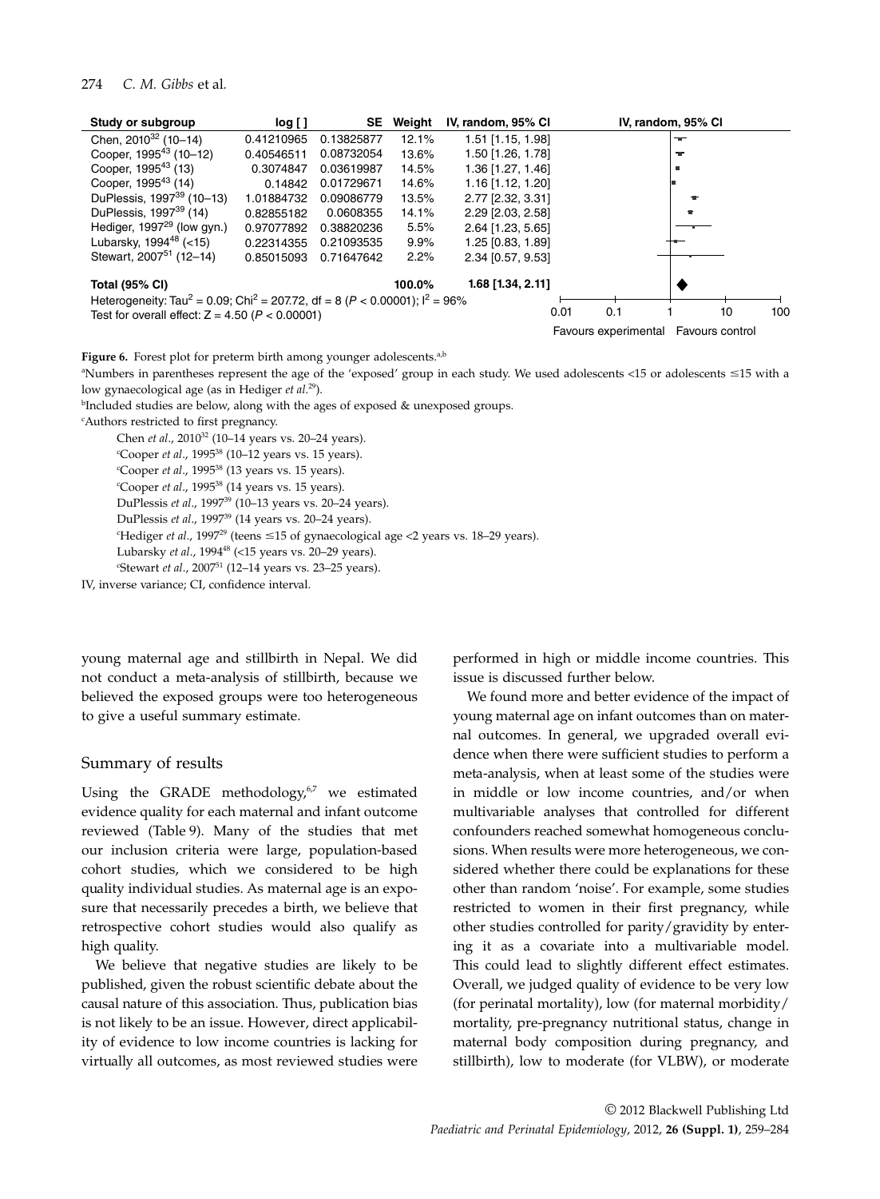| Study or subgroup | log [ ] | SE | Weight | IV, random, 95% CI |
|---|---|---|---|---|
| Chen, 2010[32] (10–14) | 0.41210965 | 0.13825877 | 12.1% | 1.51 [1.15, 1.98] |
| Cooper, 1995[43] (10–12) | 0.40546511 | 0.08732054 | 13.6% | 1.50 [1.26, 1.78] |
| Cooper, 1995[43] (13) | 0.3074847 | 0.03619987 | 14.5% | 1.36 [1.27, 1.46] |
| Cooper, 1995[43] (14) | 0.14842 | 0.01729671 | 14.6% | 1.16 [1.12, 1.20] |
| DuPlessis, 1997[39] (10–13) | 1.01884732 | 0.09086779 | 13.5% | 2.77 [2.32, 3.31] |
| DuPlessis, 1997[39] (14) | 0.82855182 | 0.0608355 | 14.1% | 2.29 [2.03, 2.58] |
| Hediger, 1997[29] (low gyn.) | 0.97077892 | 0.38820236 | 5.5% | 2.64 [1.23, 5.65] |
| Lubarsky, 1994[48] (<15) | 0.22314355 | 0.21093535 | 9.9% | 1.25 [0.83, 1.89] |
| Stewart, 2007[51] (12–14) | 0.85015093 | 0.71647642 | 2.2% | 2.34 [0.57, 9.53] |
| **Total (95% CI)** | | | **100.0%** | **1.68 [1.34, 2.11]** |

Heterogeneity: $Tau^2 = 0.09$; $Chi^2 = 207.72$, df = 8 ($P < 0.00001$); $I^2 = 96\%$

Test for overall effect: $Z = 4.50$ ($P < 0.00001$)

IV, random, 95% CI — axis: 0.01, 0.1, 1, 10, 100 — Favours experimental / Favours control

**Figure 6.** Forest plot for preterm birth among younger adolescents.[a,b]

[a]Numbers in parentheses represent the age of the 'exposed' group in each study. We used adolescents <15 or adolescents ≤15 with a low gynaecological age (as in Hediger *et al*.[29]).

[b]Included studies are below, along with the ages of exposed & unexposed groups.

[c]Authors restricted to first pregnancy.

Chen *et al*., 2010[32] (10–14 years vs. 20–24 years).
[c]Cooper *et al*., 1995[38] (10–12 years vs. 15 years).
[c]Cooper *et al*., 1995[38] (13 years vs. 15 years).
[c]Cooper *et al*., 1995[38] (14 years vs. 15 years).
DuPlessis *et al*., 1997[39] (10–13 years vs. 20–24 years).
DuPlessis *et al*., 1997[39] (14 years vs. 20–24 years).
[c]Hediger *et al*., 1997[29] (teens ≤15 of gynaecological age <2 years vs. 18–29 years).
Lubarsky *et al*., 1994[48] (<15 years vs. 20–29 years).
[c]Stewart *et al*., 2007[51] (12–14 years vs. 23–25 years).

IV, inverse variance; CI, confidence interval.

young maternal age and stillbirth in Nepal. We did not conduct a meta-analysis of stillbirth, because we believed the exposed groups were too heterogeneous to give a useful summary estimate.

## Summary of results

Using the GRADE methodology,[6,7] we estimated evidence quality for each maternal and infant outcome reviewed (Table 9). Many of the studies that met our inclusion criteria were large, population-based cohort studies, which we considered to be high quality individual studies. As maternal age is an exposure that necessarily precedes a birth, we believe that retrospective cohort studies would also qualify as high quality.

We believe that negative studies are likely to be published, given the robust scientific debate about the causal nature of this association. Thus, publication bias is not likely to be an issue. However, direct applicability of evidence to low income countries is lacking for virtually all outcomes, as most reviewed studies were performed in high or middle income countries. This issue is discussed further below.

We found more and better evidence of the impact of young maternal age on infant outcomes than on maternal outcomes. In general, we upgraded overall evidence when there were sufficient studies to perform a meta-analysis, when at least some of the studies were in middle or low income countries, and/or when multivariable analyses that controlled for different confounders reached somewhat homogeneous conclusions. When results were more heterogeneous, we considered whether there could be explanations for these other than random 'noise'. For example, some studies restricted to women in their first pregnancy, while other studies controlled for parity/gravidity by entering it as a covariate into a multivariable model. This could lead to slightly different effect estimates. Overall, we judged quality of evidence to be very low (for perinatal mortality), low (for maternal morbidity/mortality, pre-pregnancy nutritional status, change in maternal body composition during pregnancy, and stillbirth), low to moderate (for VLBW), or moderate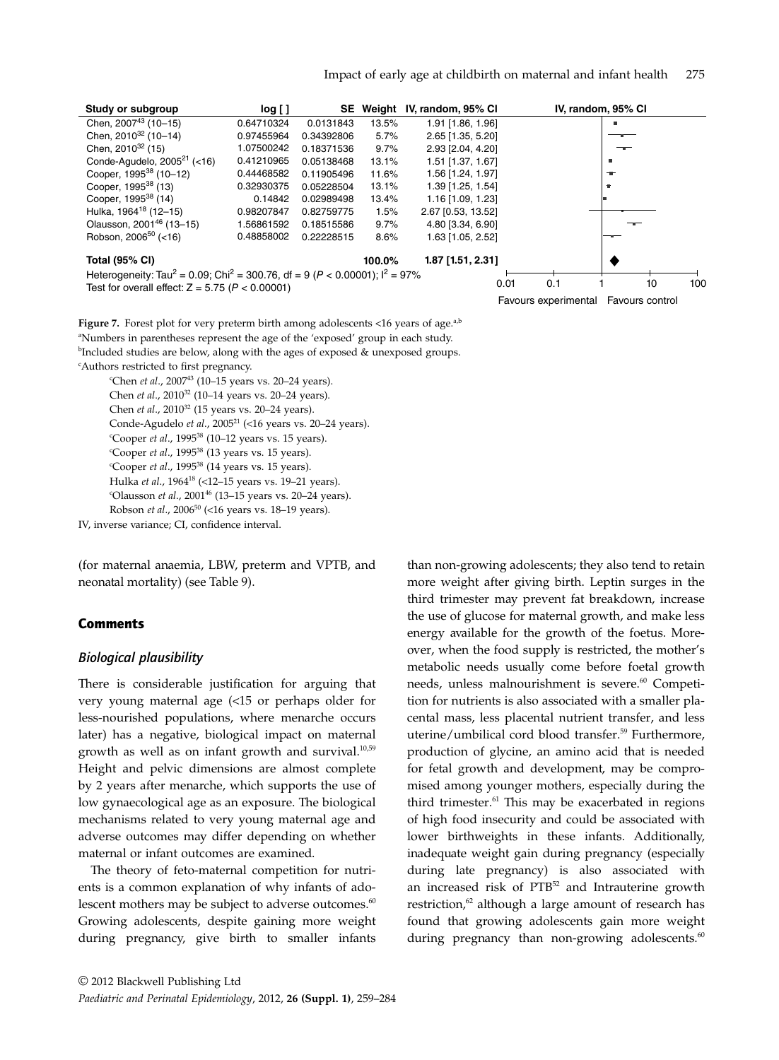| Study or subgroup | log [ ] | SE | Weight | IV, random, 95% CI |
|---|---|---|---|---|
| Chen, 2007[43] (10–15) | 0.64710324 | 0.0131843 | 13.5% | 1.91 [1.86, 1.96] |
| Chen, 2010[32] (10–14) | 0.97455964 | 0.34392806 | 5.7% | 2.65 [1.35, 5.20] |
| Chen, 2010[32] (15) | 1.07500242 | 0.18371536 | 9.7% | 2.93 [2.04, 4.20] |
| Conde-Agudelo, 2005[21] (<16) | 0.41210965 | 0.05138468 | 13.1% | 1.51 [1.37, 1.67] |
| Cooper, 1995[38] (10–12) | 0.44468582 | 0.11905496 | 11.6% | 1.56 [1.24, 1.97] |
| Cooper, 1995[38] (13) | 0.32930375 | 0.05228504 | 13.1% | 1.39 [1.25, 1.54] |
| Cooper, 1995[38] (14) | 0.14842 | 0.02989498 | 13.4% | 1.16 [1.09, 1.23] |
| Hulka, 1964[18] (12–15) | 0.98207847 | 0.82759775 | 1.5% | 2.67 [0.53, 13.52] |
| Olausson, 2001[46] (13–15) | 1.56861592 | 0.18515586 | 9.7% | 4.80 [3.34, 6.90] |
| Robson, 2006[50] (<16) | 0.48858002 | 0.22228515 | 8.6% | 1.63 [1.05, 2.52] |
| **Total (95% CI)** | | | **100.0%** | **1.87 [1.51, 2.31]** |

Heterogeneity: $Tau^2 = 0.09$; $Chi^2 = 300.76$, df = 9 ($P < 0.00001$); $I^2 = 97\%$
Test for overall effect: $Z = 5.75$ ($P < 0.00001$)

IV, random, 95% CI — axis: 0.01, 0.1, 1, 10, 100 — Favours experimental / Favours control

**Figure 7.** Forest plot for very preterm birth among adolescents <16 years of age.[a,b]
[a]Numbers in parentheses represent the age of the 'exposed' group in each study.
[b]Included studies are below, along with the ages of exposed & unexposed groups.
[c]Authors restricted to first pregnancy.

[c]Chen *et al*., 2007[43] (10–15 years vs. 20–24 years).
Chen *et al*., 2010[32] (10–14 years vs. 20–24 years).
Chen *et al*., 2010[32] (15 years vs. 20–24 years).
Conde-Agudelo *et al*., 2005[21] (<16 years vs. 20–24 years).
[c]Cooper *et al*., 1995[38] (10–12 years vs. 15 years).
[c]Cooper *et al*., 1995[38] (13 years vs. 15 years).
[c]Cooper *et al*., 1995[38] (14 years vs. 15 years).
Hulka *et al*., 1964[18] (<12–15 years vs. 19–21 years).
[c]Olausson *et al*., 2001[46] (13–15 years vs. 20–24 years).
Robson *et al*., 2006[50] (<16 years vs. 18–19 years).

IV, inverse variance; CI, confidence interval.

(for maternal anaemia, LBW, preterm and VPTB, and neonatal mortality) (see Table 9).

## Comments

### *Biological plausibility*

There is considerable justification for arguing that very young maternal age (<15 or perhaps older for less-nourished populations, where menarche occurs later) has a negative, biological impact on maternal growth as well as on infant growth and survival.[10,59] Height and pelvic dimensions are almost complete by 2 years after menarche, which supports the use of low gynaecological age as an exposure. The biological mechanisms related to very young maternal age and adverse outcomes may differ depending on whether maternal or infant outcomes are examined.

The theory of feto-maternal competition for nutrients is a common explanation of why infants of adolescent mothers may be subject to adverse outcomes.[60] Growing adolescents, despite gaining more weight during pregnancy, give birth to smaller infants than non-growing adolescents; they also tend to retain more weight after giving birth. Leptin surges in the third trimester may prevent fat breakdown, increase the use of glucose for maternal growth, and make less energy available for the growth of the foetus. Moreover, when the food supply is restricted, the mother's metabolic needs usually come before foetal growth needs, unless malnourishment is severe.[60] Competition for nutrients is also associated with a smaller placental mass, less placental nutrient transfer, and less uterine/umbilical cord blood transfer.[59] Furthermore, production of glycine, an amino acid that is needed for fetal growth and development, may be compromised among younger mothers, especially during the third trimester.[61] This may be exacerbated in regions of high food insecurity and could be associated with lower birthweights in these infants. Additionally, inadequate weight gain during pregnancy (especially during late pregnancy) is also associated with an increased risk of PTB[52] and Intrauterine growth restriction,[62] although a large amount of research has found that growing adolescents gain more weight during pregnancy than non-growing adolescents.[60]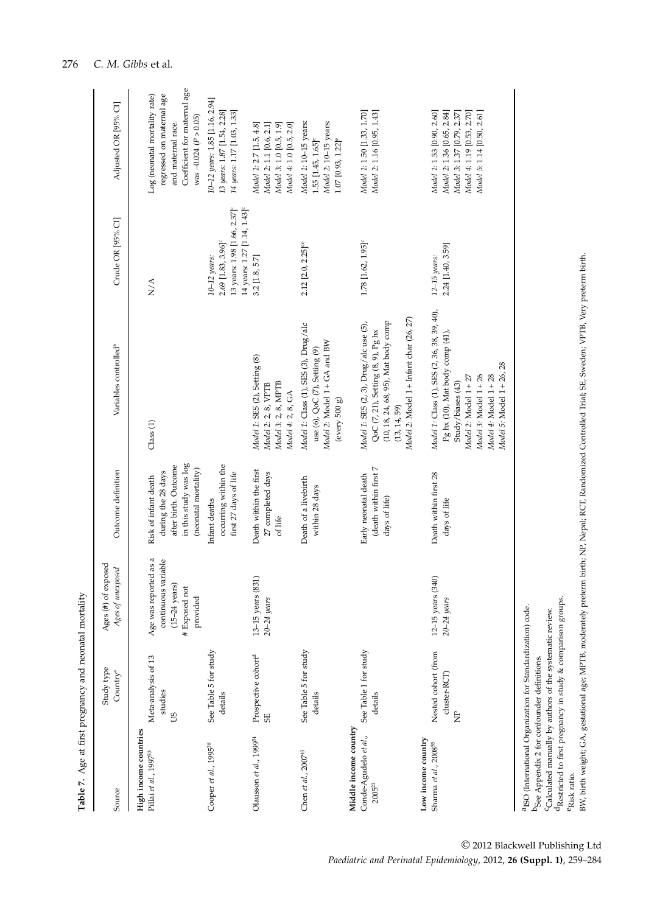**Table 7.** Age at first pregnancy and neonatal mortality

| Source | Study type Country[a] | Ages (#) of exposed *Ages of unexposed* | Outcome definition | Variables controlled[b] | Crude OR [95% CI] | Adjusted OR [95% CI] |
|---|---|---|---|---|---|---|
| **High income countries** | | | | | | |
| Pillai *et al.*, 1997[53] | Meta-analysis of 13 studies US | Age was reported as a continuous variable (15–24 years) # Exposed not provided | Risk of infant death during the 28 days after birth. Outcome in this study was log (neonatal mortality) | Class (1) | N/A | Log (neonatal mortality rate) regressed on maternal age and maternal race. Coefficient for maternal age was –0.024 ($P > 0.05$) |
| Cooper *et al.*, 1995[38] | See Table 5 for study details | | Infant deaths occurring within the first 27 days of life | | *10–12 years:* 2.69 [1.83, 3.96][c] 13 years: 1.98 [1.66, 2.37][c] 14 years: 1.27 [1.14, 1.43][c] | *10–12 years:* 1.85 [1.16, 2.94] *13 years:* 1.87 [1.54, 2.28] *14 years:* 1.17 [1.03, 1.33] |
| Olausson *et al.*, 1999[54] | Prospective cohort[d] SE | 13–15 years (831) *20–24 years* | Death within the first 27 completed days of life | *Model 1:* SES (2), Setting (8) *Model 2:* 2, 8, VPTB *Model 3:* 2, 8, MPTB *Model 4:* 2, 8, GA | 3.2 [1.8, 5.7] | *Model 1:* 2.7 [1.5, 4.8] *Model 2:* 1.1 [0.6, 2.1] *Model 3:* 1.0 [0.5, 1.9] *Model 4:* 1.0 [0.5, 2.0] |
| Chen *et al.*, 2007[43] | See Table 5 for study details | | Death of a livebirth within 28 days | *Model 1:* Class (1), SES (3), Drug/alc use (6), QoC (7), Setting (9) *Model 2:* Model 1 + GA and BW (every 500 g) | 2.12 [2.0, 2.25][ce] | *Model 1:* 10–15 years: 1.55 [1.45, 1.65][e] *Model 2:* 10–15 years: 1.07 [0.93, 1.22][e] |
| **Middle income country** | | | | | | |
| Conde-Agudelo *et al.*, 2005[21] | See Table 1 for study details | | Early neonatal death (death within first 7 days of life) | *Model 1:* SES (2, 3), Drug/alc use (5), QoC (7, 21), Setting (8, 9), Pg hx (10, 18, 24, 68, 95), Mat body comp (13, 14, 59) *Model 2:* Model 1 + Infant char (26, 27) | 1.78 [1.62, 1.95][c] | *Model 1:* 1.50 [1.33, 1.70] *Model 2:* 1.16 [0.95, 1.43] |
| **Low income country** | | | | | | |
| Sharma *et al.*, 2008[55] | Nested cohort (from cluster-RCT) NP | 12–15 years (340) *20–24 years* | Death within first 28 days of life | *Model 1:* Class (1), SES (2, 36, 38, 39, 40), Pg hx (10), Mat body comp (41), Study/biases (43) *Model 2:* Model 1 + 27 *Model 3:* Model 1 + 26 *Model 4:* Model 1 + 28 *Model 5:* Model 1 + 26, 28 | *12–15 years:* 2.24 [1.40, 3.59] | *Model 1:* 1.53 [0.90, 2.60] *Model 2:* 1.36 [0.65, 2.84] *Model 3:* 1.37 [0.79, 2.37] *Model 4:* 1.19 [0.53, 2.70] *Model 5:* 1.14 [0.50, 2.61] |

[a]ISO (International Organization for Standardization) code.
[b]See Appendix 2 for confounder definitions.
[c]Calculated manually by authors of the systematic review.
[d]Restricted to first pregnancy in study & comparison groups.
[e]Risk ratio.
BW, birth weight; GA, gestational age; MPTB, moderately preterm birth; NP, Nepal; RCT, Randomized Controlled Trial; SE, Sweden; VPTB, Very preterm birth.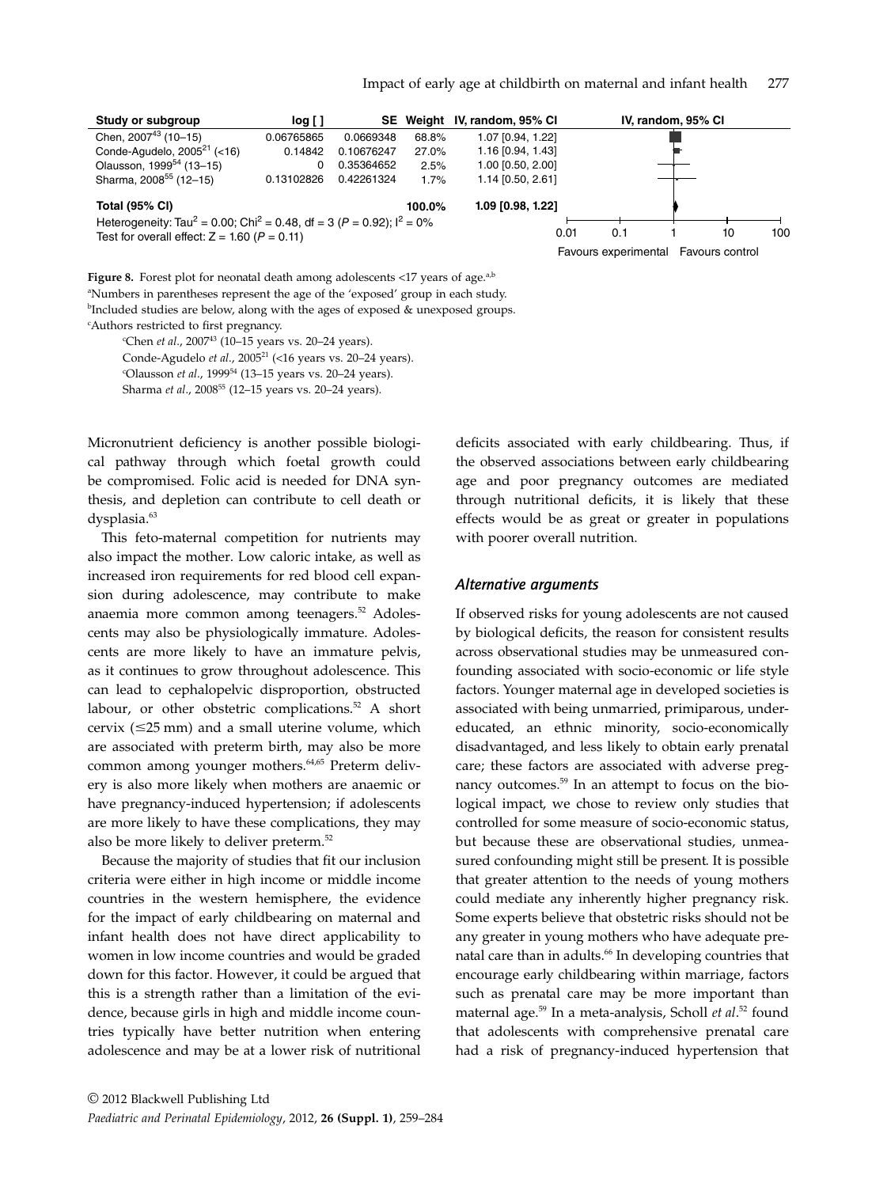| Study or subgroup | log [ ] | SE | Weight | IV, random, 95% CI |
|---|---|---|---|---|
| Chen, 2007[43] (10–15) | 0.06765865 | 0.0669348 | 68.8% | 1.07 [0.94, 1.22] |
| Conde-Agudelo, 2005[21] (<16) | 0.14842 | 0.10676247 | 27.0% | 1.16 [0.94, 1.43] |
| Olausson, 1999[54] (13–15) | 0 | 0.35364652 | 2.5% | 1.00 [0.50, 2.00] |
| Sharma, 2008[55] (12–15) | 0.13102826 | 0.42261324 | 1.7% | 1.14 [0.50, 2.61] |
| **Total (95% CI)** | | | **100.0%** | **1.09 [0.98, 1.22]** |

Heterogeneity: $Tau^2 = 0.00$; $Chi^2 = 0.48$, df = 3 ($P = 0.92$); $I^2 = 0\%$
Test for overall effect: $Z = 1.60$ ($P = 0.11$)

IV, random, 95% CI — 0.01, 0.1, 1, 10, 100 — Favours experimental / Favours control

**Figure 8.** Forest plot for neonatal death among adolescents <17 years of age.[a,b]
[a]Numbers in parentheses represent the age of the 'exposed' group in each study.
[b]Included studies are below, along with the ages of exposed & unexposed groups.
[c]Authors restricted to first pregnancy.

[c]Chen *et al.*, 2007[43] (10–15 years vs. 20–24 years).
Conde-Agudelo *et al.*, 2005[21] (<16 years vs. 20–24 years).
[c]Olausson *et al.*, 1999[54] (13–15 years vs. 20–24 years).
Sharma *et al.*, 2008[55] (12–15 years vs. 20–24 years).

Micronutrient deficiency is another possible biological pathway through which foetal growth could be compromised. Folic acid is needed for DNA synthesis, and depletion can contribute to cell death or dysplasia.[63]

This feto-maternal competition for nutrients may also impact the mother. Low caloric intake, as well as increased iron requirements for red blood cell expansion during adolescence, may contribute to make anaemia more common among teenagers.[52] Adolescents may also be physiologically immature. Adolescents are more likely to have an immature pelvis, as it continues to grow throughout adolescence. This can lead to cephalopelvic disproportion, obstructed labour, or other obstetric complications.[52] A short cervix (≤25 mm) and a small uterine volume, which are associated with preterm birth, may also be more common among younger mothers.[64,65] Preterm delivery is also more likely when mothers are anaemic or have pregnancy-induced hypertension; if adolescents are more likely to have these complications, they may also be more likely to deliver preterm.[52]

Because the majority of studies that fit our inclusion criteria were either in high income or middle income countries in the western hemisphere, the evidence for the impact of early childbearing on maternal and infant health does not have direct applicability to women in low income countries and would be graded down for this factor. However, it could be argued that this is a strength rather than a limitation of the evidence, because girls in high and middle income countries typically have better nutrition when entering adolescence and may be at a lower risk of nutritional deficits associated with early childbearing. Thus, if the observed associations between early childbearing age and poor pregnancy outcomes are mediated through nutritional deficits, it is likely that these effects would be as great or greater in populations with poorer overall nutrition.

### *Alternative arguments*

If observed risks for young adolescents are not caused by biological deficits, the reason for consistent results across observational studies may be unmeasured confounding associated with socio-economic or life style factors. Younger maternal age in developed societies is associated with being unmarried, primiparous, undereducated, an ethnic minority, socio-economically disadvantaged, and less likely to obtain early prenatal care; these factors are associated with adverse pregnancy outcomes.[59] In an attempt to focus on the biological impact, we chose to review only studies that controlled for some measure of socio-economic status, but because these are observational studies, unmeasured confounding might still be present. It is possible that greater attention to the needs of young mothers could mediate any inherently higher pregnancy risk. Some experts believe that obstetric risks should not be any greater in young mothers who have adequate prenatal care than in adults.[66] In developing countries that encourage early childbearing within marriage, factors such as prenatal care may be more important than maternal age.[59] In a meta-analysis, Scholl *et al.*[52] found that adolescents with comprehensive prenatal care had a risk of pregnancy-induced hypertension that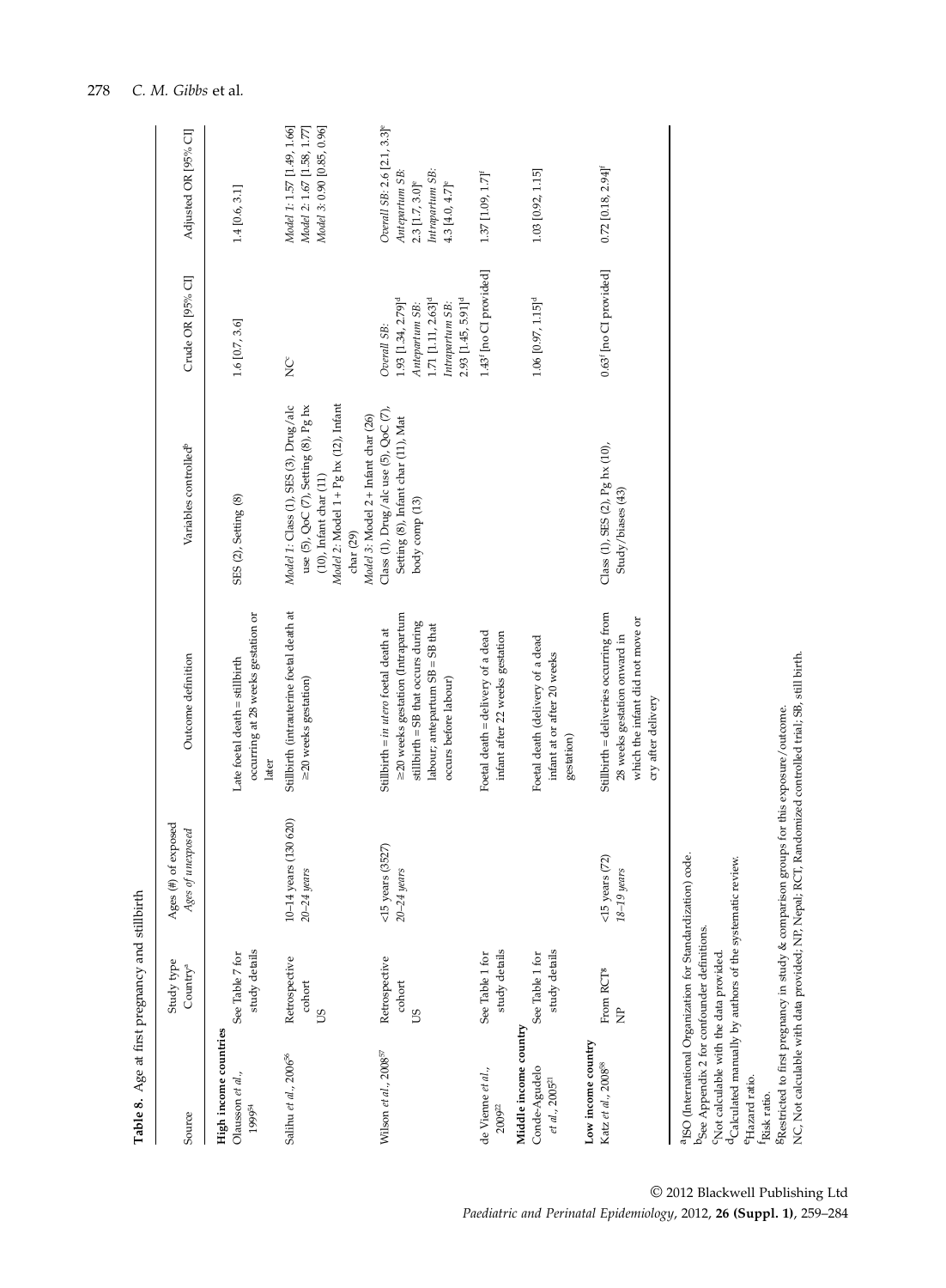**Table 8.** Age at first pregnancy and stillbirth

| Source | Study type Country[a] | Ages (#) of exposed *Ages of unexposed* | Outcome definition | Variables controlled[b] | Crude OR [95% CI] | Adjusted OR [95% CI] |
|---|---|---|---|---|---|---|
| **High income countries** | | | | | | |
| Olausson *et al.*, 1999[54] | See Table 7 for study details | | Late foetal death = stillbirth occurring at 28 weeks gestation or later | SES (2), Setting (8) | 1.6 [0.7, 3.6] | 1.4 [0.6, 3.1] |
| Salihu *et al.*, 2006[56] | Retrospective cohort US | 10–14 years (130 620) *20–24 years* | Stillbirth (intrauterine foetal death at ≥20 weeks gestation) | *Model 1*: Class (1), SES (3), Drug/alc use (5), QoC (7), Setting (8), Pg hx (10), Infant char (11) *Model 2*: Model 1 + Pg hx (12), Infant char (29) *Model 3*: Model 2 + Infant char (26) | NC[c] | *Model 1*: 1.57 [1.49, 1.66] *Model 2*: 1.67 [1.58, 1.77] *Model 3*: 0.90 [0.85, 0.96] |
| Wilson *et al.*, 2008[57] | Retrospective cohort US | <15 years (3527) *20–24 years* | Stillbirth = *in utero* foetal death at ≥20 weeks gestation (Intrapartum stillbirth = SB that occurs during labour; antepartum SB = SB that occurs before labour) | Class (1), Drug/alc use (5), QoC (7), Setting (8), Infant char (11), Mat body comp (13) | *Overall SB*: 1.93 [1.34, 2.79][d] *Antepartum SB*: 1.71 [1.11, 2.63][d] *Intrapartum SB*: 2.93 [1.45, 5.91][d] | *Overall SB*: 2.6 [2.1, 3.3][e] *Antepartum SB*: 2.3 [1.7, 3.0][e] *Intrapartum SB*: 4.3 [4.0, 4.7][e] |
| de Vienne *et al.*, 2009[22] | See Table 1 for study details | | Foetal death = delivery of a dead infant after 22 weeks gestation | | 1.43[f] [no CI provided] | 1.37 [1.09, 1.7][f] |
| **Middle income country** | | | | | | |
| Conde-Agudelo *et al.*, 2005[21] | See Table 1 for study details | | Foetal death (delivery of a dead infant at or after 20 weeks gestation) | | 1.06 [0.97, 1.15][d] | 1.03 [0.92, 1.15] |
| **Low income country** | | | | | | |
| Katz *et al.*, 2008[58] | From RCT[g] NP | <15 years (72) *18–19 years* | Stillbirth = deliveries occurring from 28 weeks gestation onward in which the infant did not move or cry after delivery | Class (1), SES (2), Pg hx (10), Study/biases (43) | 0.63[f] [no CI provided] | 0.72 [0.18, 2.94][f] |

[a]ISO (International Organization for Standardization) code.
[b]See Appendix 2 for confounder definitions.
[c]Not calculable with the data provided.
[d]Calculated manually by authors of the systematic review.
[e]Hazard ratio.
[f]Risk ratio.
[g]Restricted to first pregnancy in study & comparison groups for this exposure/outcome.
NC, Not calculable with data provided; NP, Nepal; RCT, Randomized controlled trial; SB, still birth.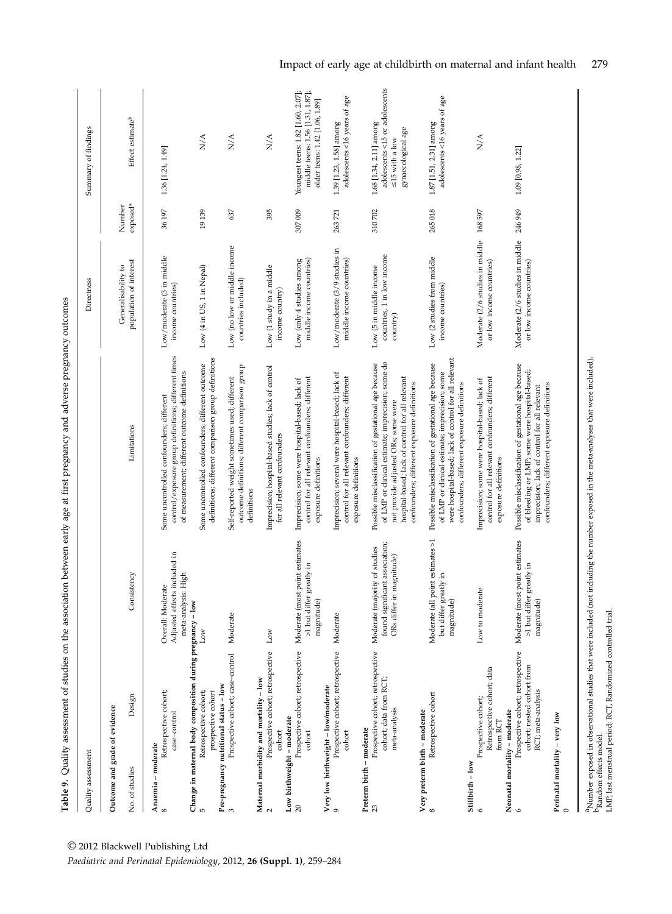**Table 9.** Quality assessment of studies on the association between early age at first pregnancy and adverse pregnancy outcomes

| Quality assessment | | | | Directness | | Summary of findings | |
|---|---|---|---|---|---|---|---|
| **Outcome and grade of evidence** | | | | | | | |
| No. of studies | Design | Consistency | Limitations | Generalisability to population of interest | Number exposed[a] | Effect estimate[b] | |
| **Anaemia – moderate** | | | | | | | |
| 8 | Retrospective cohort; case–control | Overall: Moderate Adjusted effects included in meta-analysis: High | Some uncontrolled confounders; different control/exposure group definitions; different times of measurement; different outcome definitions | Low/moderate (3 in middle income countries) | 36 197 | 1.36 [1.24, 1.49] | |
| **Change in maternal body composition during pregnancy – low** | | | | | | | |
| 5 | Retrospective cohort; prospective cohort | Low | Some uncontrolled confounders; different outcome definitions; different comparison group definitions | Low (4 in US, 1 in Nepal) | 19 139 | N/A | |
| **Pre-pregnancy nutritional status – low** | | | | | | | |
| 3 | Prospective cohort; case–control | Moderate | Self-reported weight sometimes used; different outcome definitions; different comparison group definitions | Low (no low or middle income countries included) | 637 | N/A | |
| **Maternal morbidity and mortality – low** | | | | | | | |
| 2 | Prospective cohort; retrospective cohort | Low | Imprecision; hospital-based studies; lack of control for all relevant confounders | Low (1 study in a middle income country) | 395 | N/A | |
| **Low birthweight – moderate** | | | | | | | |
| 20 | Prospective cohort; retrospective cohort | Moderate (most point estimates >1 but differ greatly in magnitude) | Imprecision; some were hospital-based; lack of control for all relevant confounders; different exposure definitions | Low (only 4 studies among middle income countries) | 307 009 | Youngest teens: 1.82 [1.60, 2.07]; middle teens: 1.56 [1.31, 1.87]; older teens: 1.42 [1.06, 1.89] | |
| **Very low birthweight – low/moderate** | | | | | | | |
| 9 | Prospective cohort; retrospective cohort | Moderate | Imprecision; several were hospital-based; lack of control for all relevant confounders; different exposure definitions | Low/moderate (3/9 studies in middle income countries) | 263 721 | 1.39 [1.23, 1.58] among adolescents <16 years of age | |
| **Preterm birth – moderate** | | | | | | | |
| 23 | Prospective cohort; retrospective cohort; data from RCT; meta-analysis | Moderate (majority of studies found significant association; ORs differ in magnitude) | Possible misclassification of gestational age because of LMP or clinical estimate; imprecision; some do not provide adjusted ORs; some were hospital-based; lack of control for all relevant confounders; different exposure definitions | Low (5 in middle income countries, 1 in low income country) | 310 702 | 1.68 [1.34, 2.11] among adolescents ≤15 or adolescents ≤15 with a low gynaecological age | |
| **Very preterm birth – moderate** | | | | | | | |
| 8 | Retrospective cohort | Moderate (all point estimates >1 but differ greatly in magnitude) | Possible misclassification of gestational age because of LMP or clinical estimate; imprecision; some were hospital-based; lack of control for all relevant confounders; different exposure definitions | Low (2 studies from middle income countries) | 265 018 | 1.87 [1.51, 2.31] among adolescents <16 years of age | |
| **Stillbirth – low** | | | | | | | |
| 6 | Prospective cohort; Retrospective cohort; data from RCT | Low to moderate | Imprecision; some were hospital-based; lack of control for all relevant confounders; different exposure definitions | Moderate (2/6 studies in middle or low income countries) | 168 597 | N/A | |
| **Neonatal mortality – moderate** | | | | | | | |
| 6 | Prospective cohort; retrospective cohort; nested cohort from RCT; meta-analysis | Moderate (most point estimates >1 but differ greatly in magnitude) | Possible misclassification of gestational age because of bleeding or LMP; some were hospital-based; imprecision; lack of control for all relevant confounders; different exposure definitions | Moderate (2/6 studies in middle or low income countries) | 246 949 | 1.09 [0.98, 1.22] | |
| **Perinatal mortality – very low** | | | | | | | |
| 0 | | | | | | | |

[a]Number exposed in observational studies that were included (not including the number exposed in the meta-analyses that were included).
[b]Random effects model.
LMP, last menstrual period; RCT, Randomized controlled trial.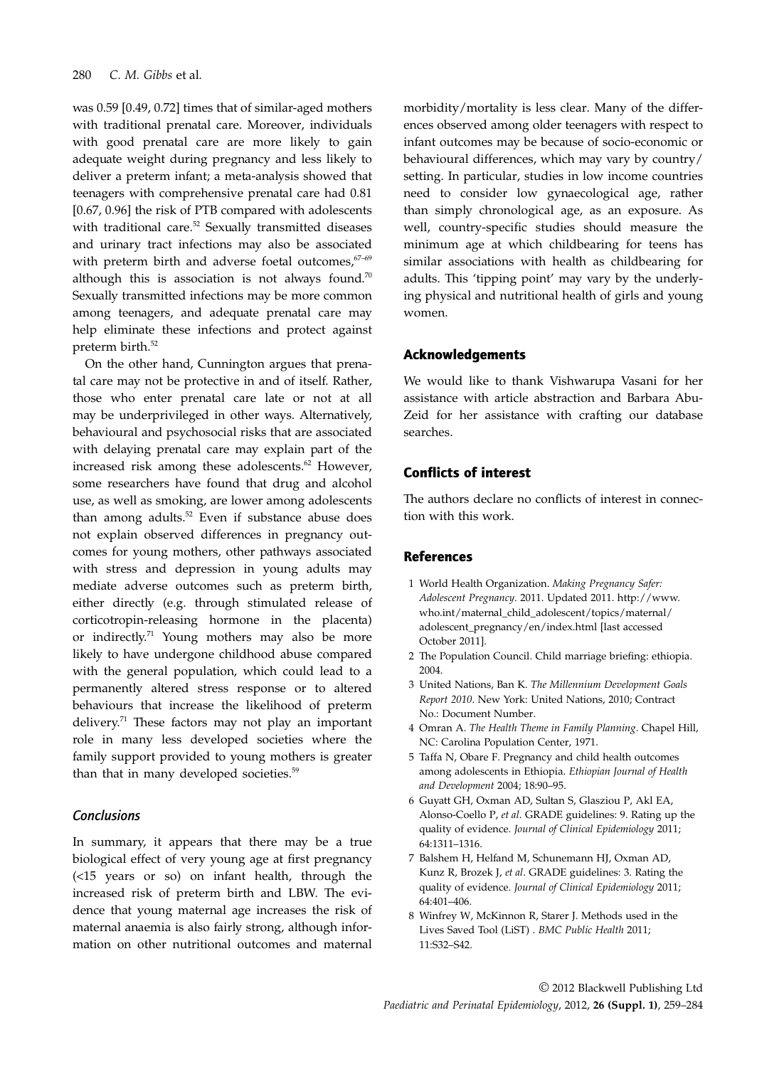was 0.59 [0.49, 0.72] times that of similar-aged mothers with traditional prenatal care. Moreover, individuals with good prenatal care are more likely to gain adequate weight during pregnancy and less likely to deliver a preterm infant; a meta-analysis showed that teenagers with comprehensive prenatal care had 0.81 [0.67, 0.96] the risk of PTB compared with adolescents with traditional care.[52] Sexually transmitted diseases and urinary tract infections may also be associated with preterm birth and adverse foetal outcomes,[67–69] although this is association is not always found.[70] Sexually transmitted infections may be more common among teenagers, and adequate prenatal care may help eliminate these infections and protect against preterm birth.[52]

On the other hand, Cunnington argues that prenatal care may not be protective in and of itself. Rather, those who enter prenatal care late or not at all may be underprivileged in other ways. Alternatively, behavioural and psychosocial risks that are associated with delaying prenatal care may explain part of the increased risk among these adolescents.[62] However, some researchers have found that drug and alcohol use, as well as smoking, are lower among adolescents than among adults.[52] Even if substance abuse does not explain observed differences in pregnancy outcomes for young mothers, other pathways associated with stress and depression in young adults may mediate adverse outcomes such as preterm birth, either directly (e.g. through stimulated release of corticotropin-releasing hormone in the placenta) or indirectly.[71] Young mothers may also be more likely to have undergone childhood abuse compared with the general population, which could lead to a permanently altered stress response or to altered behaviours that increase the likelihood of preterm delivery.[71] These factors may not play an important role in many less developed societies where the family support provided to young mothers is greater than that in many developed societies.[59]

### *Conclusions*

In summary, it appears that there may be a true biological effect of very young age at first pregnancy (<15 years or so) on infant health, through the increased risk of preterm birth and LBW. The evidence that young maternal age increases the risk of maternal anaemia is also fairly strong, although information on other nutritional outcomes and maternal morbidity/mortality is less clear. Many of the differences observed among older teenagers with respect to infant outcomes may be because of socio-economic or behavioural differences, which may vary by country/setting. In particular, studies in low income countries need to consider low gynaecological age, rather than simply chronological age, as an exposure. As well, country-specific studies should measure the minimum age at which childbearing for teens has similar associations with health as childbearing for adults. This 'tipping point' may vary by the underlying physical and nutritional health of girls and young women.

## Acknowledgements

We would like to thank Vishwarupa Vasani for her assistance with article abstraction and Barbara Abu-Zeid for her assistance with crafting our database searches.

## Conflicts of interest

The authors declare no conflicts of interest in connection with this work.

## References

1 World Health Organization. *Making Pregnancy Safer: Adolescent Pregnancy*. 2011. Updated 2011. http://www.who.int/maternal_child_adolescent/topics/maternal/adolescent_pregnancy/en/index.html [last accessed October 2011].

2 The Population Council. Child marriage briefing: ethiopia. 2004.

3 United Nations, Ban K. *The Millennium Development Goals Report 2010*. New York: United Nations, 2010; Contract No.: Document Number.

4 Omran A. *The Health Theme in Family Planning*. Chapel Hill, NC: Carolina Population Center, 1971.

5 Taffa N, Obare F. Pregnancy and child health outcomes among adolescents in Ethiopia. *Ethiopian Journal of Health and Development* 2004; 18:90–95.

6 Guyatt GH, Oxman AD, Sultan S, Glasziou P, Akl EA, Alonso-Coello P, *et al*. GRADE guidelines: 9. Rating up the quality of evidence. *Journal of Clinical Epidemiology* 2011; 64:1311–1316.

7 Balshem H, Helfand M, Schunemann HJ, Oxman AD, Kunz R, Brozek J, *et al*. GRADE guidelines: 3. Rating the quality of evidence. *Journal of Clinical Epidemiology* 2011; 64:401–406.

8 Winfrey W, McKinnon R, Starer J. Methods used in the Lives Saved Tool (LiST) . *BMC Public Health* 2011; 11:S32–S42.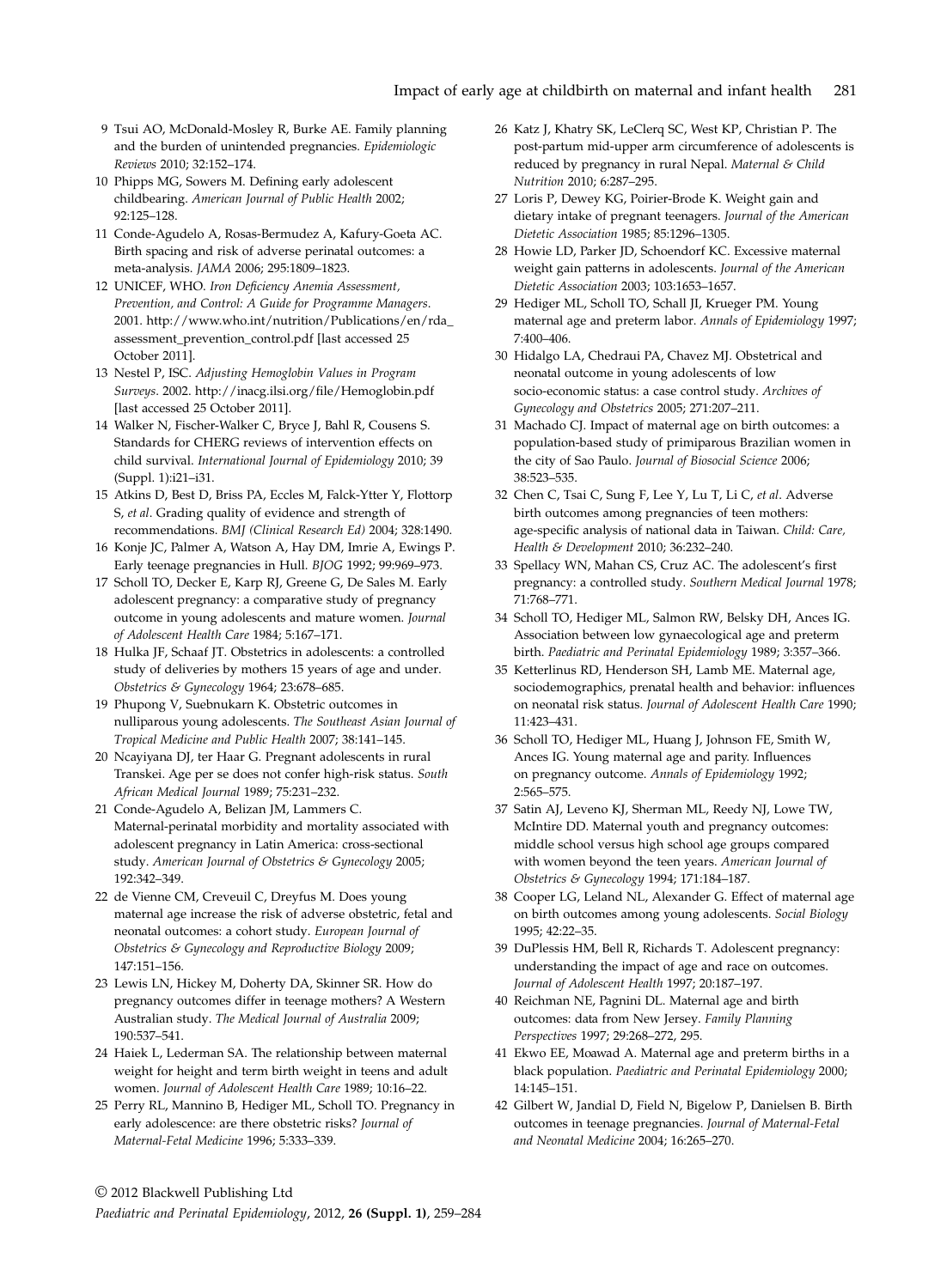9 Tsui AO, McDonald-Mosley R, Burke AE. Family planning and the burden of unintended pregnancies. *Epidemiologic Reviews* 2010; 32:152–174.

10 Phipps MG, Sowers M. Defining early adolescent childbearing. *American Journal of Public Health* 2002; 92:125–128.

11 Conde-Agudelo A, Rosas-Bermudez A, Kafury-Goeta AC. Birth spacing and risk of adverse perinatal outcomes: a meta-analysis. *JAMA* 2006; 295:1809–1823.

12 UNICEF, WHO. *Iron Deficiency Anemia Assessment, Prevention, and Control: A Guide for Programme Managers*. 2001. http://www.who.int/nutrition/Publications/en/rda_assessment_prevention_control.pdf [last accessed 25 October 2011].

13 Nestel P, ISC. *Adjusting Hemoglobin Values in Program Surveys*. 2002. http://inacg.ilsi.org/file/Hemoglobin.pdf [last accessed 25 October 2011].

14 Walker N, Fischer-Walker C, Bryce J, Bahl R, Cousens S. Standards for CHERG reviews of intervention effects on child survival. *International Journal of Epidemiology* 2010; 39 (Suppl. 1):i21–i31.

15 Atkins D, Best D, Briss PA, Eccles M, Falck-Ytter Y, Flottorp S, *et al*. Grading quality of evidence and strength of recommendations. *BMJ (Clinical Research Ed)* 2004; 328:1490.

16 Konje JC, Palmer A, Watson A, Hay DM, Imrie A, Ewings P. Early teenage pregnancies in Hull. *BJOG* 1992; 99:969–973.

17 Scholl TO, Decker E, Karp RJ, Greene G, De Sales M. Early adolescent pregnancy: a comparative study of pregnancy outcome in young adolescents and mature women. *Journal of Adolescent Health Care* 1984; 5:167–171.

18 Hulka JF, Schaaf JT. Obstetrics in adolescents: a controlled study of deliveries by mothers 15 years of age and under. *Obstetrics & Gynecology* 1964; 23:678–685.

19 Phupong V, Suebnukarn K. Obstetric outcomes in nulliparous young adolescents. *The Southeast Asian Journal of Tropical Medicine and Public Health* 2007; 38:141–145.

20 Ncayiyana DJ, ter Haar G. Pregnant adolescents in rural Transkei. Age per se does not confer high-risk status. *South African Medical Journal* 1989; 75:231–232.

21 Conde-Agudelo A, Belizan JM, Lammers C. Maternal-perinatal morbidity and mortality associated with adolescent pregnancy in Latin America: cross-sectional study. *American Journal of Obstetrics & Gynecology* 2005; 192:342–349.

22 de Vienne CM, Creveuil C, Dreyfus M. Does young maternal age increase the risk of adverse obstetric, fetal and neonatal outcomes: a cohort study. *European Journal of Obstetrics & Gynecology and Reproductive Biology* 2009; 147:151–156.

23 Lewis LN, Hickey M, Doherty DA, Skinner SR. How do pregnancy outcomes differ in teenage mothers? A Western Australian study. *The Medical Journal of Australia* 2009; 190:537–541.

24 Haiek L, Lederman SA. The relationship between maternal weight for height and term birth weight in teens and adult women. *Journal of Adolescent Health Care* 1989; 10:16–22.

25 Perry RL, Mannino B, Hediger ML, Scholl TO. Pregnancy in early adolescence: are there obstetric risks? *Journal of Maternal-Fetal Medicine* 1996; 5:333–339.

26 Katz J, Khatry SK, LeClerq SC, West KP, Christian P. The post-partum mid-upper arm circumference of adolescents is reduced by pregnancy in rural Nepal. *Maternal & Child Nutrition* 2010; 6:287–295.

27 Loris P, Dewey KG, Poirier-Brode K. Weight gain and dietary intake of pregnant teenagers. *Journal of the American Dietetic Association* 1985; 85:1296–1305.

28 Howie LD, Parker JD, Schoendorf KC. Excessive maternal weight gain patterns in adolescents. *Journal of the American Dietetic Association* 2003; 103:1653–1657.

29 Hediger ML, Scholl TO, Schall JI, Krueger PM. Young maternal age and preterm labor. *Annals of Epidemiology* 1997; 7:400–406.

30 Hidalgo LA, Chedraui PA, Chavez MJ. Obstetrical and neonatal outcome in young adolescents of low socio-economic status: a case control study. *Archives of Gynecology and Obstetrics* 2005; 271:207–211.

31 Machado CJ. Impact of maternal age on birth outcomes: a population-based study of primiparous Brazilian women in the city of Sao Paulo. *Journal of Biosocial Science* 2006; 38:523–535.

32 Chen C, Tsai C, Sung F, Lee Y, Lu T, Li C, *et al*. Adverse birth outcomes among pregnancies of teen mothers: age-specific analysis of national data in Taiwan. *Child: Care, Health & Development* 2010; 36:232–240.

33 Spellacy WN, Mahan CS, Cruz AC. The adolescent's first pregnancy: a controlled study. *Southern Medical Journal* 1978; 71:768–771.

34 Scholl TO, Hediger ML, Salmon RW, Belsky DH, Ances IG. Association between low gynaecological age and preterm birth. *Paediatric and Perinatal Epidemiology* 1989; 3:357–366.

35 Ketterlinus RD, Henderson SH, Lamb ME. Maternal age, sociodemographics, prenatal health and behavior: influences on neonatal risk status. *Journal of Adolescent Health Care* 1990; 11:423–431.

36 Scholl TO, Hediger ML, Huang J, Johnson FE, Smith W, Ances IG. Young maternal age and parity. Influences on pregnancy outcome. *Annals of Epidemiology* 1992; 2:565–575.

37 Satin AJ, Leveno KJ, Sherman ML, Reedy NJ, Lowe TW, McIntire DD. Maternal youth and pregnancy outcomes: middle school versus high school age groups compared with women beyond the teen years. *American Journal of Obstetrics & Gynecology* 1994; 171:184–187.

38 Cooper LG, Leland NL, Alexander G. Effect of maternal age on birth outcomes among young adolescents. *Social Biology* 1995; 42:22–35.

39 DuPlessis HM, Bell R, Richards T. Adolescent pregnancy: understanding the impact of age and race on outcomes. *Journal of Adolescent Health* 1997; 20:187–197.

40 Reichman NE, Pagnini DL. Maternal age and birth outcomes: data from New Jersey. *Family Planning Perspectives* 1997; 29:268–272, 295.

41 Ekwo EE, Moawad A. Maternal age and preterm births in a black population. *Paediatric and Perinatal Epidemiology* 2000; 14:145–151.

42 Gilbert W, Jandial D, Field N, Bigelow P, Danielsen B. Birth outcomes in teenage pregnancies. *Journal of Maternal-Fetal and Neonatal Medicine* 2004; 16:265–270.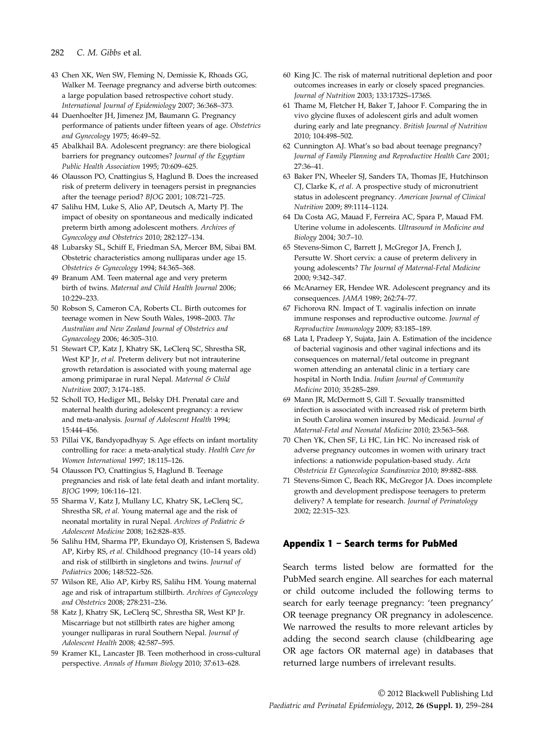43 Chen XK, Wen SW, Fleming N, Demissie K, Rhoads GG, Walker M. Teenage pregnancy and adverse birth outcomes: a large population based retrospective cohort study. *International Journal of Epidemiology* 2007; 36:368–373.

44 Duenhoelter JH, Jimenez JM, Baumann G. Pregnancy performance of patients under fifteen years of age. *Obstetrics and Gynecology* 1975; 46:49–52.

45 Abalkhail BA. Adolescent pregnancy: are there biological barriers for pregnancy outcomes? *Journal of the Egyptian Public Health Association* 1995; 70:609–625.

46 Olausson PO, Cnattingius S, Haglund B. Does the increased risk of preterm delivery in teenagers persist in pregnancies after the teenage period? *BJOG* 2001; 108:721–725.

47 Salihu HM, Luke S, Alio AP, Deutsch A, Marty PJ. The impact of obesity on spontaneous and medically indicated preterm birth among adolescent mothers. *Archives of Gynecology and Obstetrics* 2010; 282:127–134.

48 Lubarsky SL, Schiff E, Friedman SA, Mercer BM, Sibai BM. Obstetric characteristics among nulliparas under age 15. *Obstetrics & Gynecology* 1994; 84:365–368.

49 Branum AM. Teen maternal age and very preterm birth of twins. *Maternal and Child Health Journal* 2006; 10:229–233.

50 Robson S, Cameron CA, Roberts CL. Birth outcomes for teenage women in New South Wales, 1998–2003. *The Australian and New Zealand Journal of Obstetrics and Gynaecology* 2006; 46:305–310.

51 Stewart CP, Katz J, Khatry SK, LeClerq SC, Shrestha SR, West KP Jr, *et al*. Preterm delivery but not intrauterine growth retardation is associated with young maternal age among primiparae in rural Nepal. *Maternal & Child Nutrition* 2007; 3:174–185.

52 Scholl TO, Hediger ML, Belsky DH. Prenatal care and maternal health during adolescent pregnancy: a review and meta-analysis. *Journal of Adolescent Health* 1994; 15:444–456.

53 Pillai VK, Bandyopadhyay S. Age effects on infant mortality controlling for race: a meta-analytical study. *Health Care for Women International* 1997; 18:115–126.

54 Olausson PO, Cnattingius S, Haglund B. Teenage pregnancies and risk of late fetal death and infant mortality. *BJOG* 1999; 106:116–121.

55 Sharma V, Katz J, Mullany LC, Khatry SK, LeClerq SC, Shrestha SR, *et al*. Young maternal age and the risk of neonatal mortality in rural Nepal. *Archives of Pediatric & Adolescent Medicine* 2008; 162:828–835.

56 Salihu HM, Sharma PP, Ekundayo OJ, Kristensen S, Badewa AP, Kirby RS, *et al*. Childhood pregnancy (10–14 years old) and risk of stillbirth in singletons and twins. *Journal of Pediatrics* 2006; 148:522–526.

57 Wilson RE, Alio AP, Kirby RS, Salihu HM. Young maternal age and risk of intrapartum stillbirth. *Archives of Gynecology and Obstetrics* 2008; 278:231–236.

58 Katz J, Khatry SK, LeClerq SC, Shrestha SR, West KP Jr. Miscarriage but not stillbirth rates are higher among younger nulliparas in rural Southern Nepal. *Journal of Adolescent Health* 2008; 42:587–595.

59 Kramer KL, Lancaster JB. Teen motherhood in cross-cultural perspective. *Annals of Human Biology* 2010; 37:613–628.

60 King JC. The risk of maternal nutritional depletion and poor outcomes increases in early or closely spaced pregnancies. *Journal of Nutrition* 2003; 133:1732S–1736S.

61 Thame M, Fletcher H, Baker T, Jahoor F. Comparing the in vivo glycine fluxes of adolescent girls and adult women during early and late pregnancy. *British Journal of Nutrition* 2010; 104:498–502.

62 Cunnington AJ. What's so bad about teenage pregnancy? *Journal of Family Planning and Reproductive Health Care* 2001; 27:36–41.

63 Baker PN, Wheeler SJ, Sanders TA, Thomas JE, Hutchinson CJ, Clarke K, *et al*. A prospective study of micronutrient status in adolescent pregnancy. *American Journal of Clinical Nutrition* 2009; 89:1114–1124.

64 Da Costa AG, Mauad F, Ferreira AC, Spara P, Mauad FM. Uterine volume in adolescents. *Ultrasound in Medicine and Biology* 2004; 30:7–10.

65 Stevens-Simon C, Barrett J, McGregor JA, French J, Persutte W. Short cervix: a cause of preterm delivery in young adolescents? *The Journal of Maternal-Fetal Medicine* 2000; 9:342–347.

66 McAnarney ER, Hendee WR. Adolescent pregnancy and its consequences. *JAMA* 1989; 262:74–77.

67 Fichorova RN. Impact of T. vaginalis infection on innate immune responses and reproductive outcome. *Journal of Reproductive Immunology* 2009; 83:185–189.

68 Lata I, Pradeep Y, Sujata, Jain A. Estimation of the incidence of bacterial vaginosis and other vaginal infections and its consequences on maternal/fetal outcome in pregnant women attending an antenatal clinic in a tertiary care hospital in North India. *Indian Journal of Community Medicine* 2010; 35:285–289.

69 Mann JR, McDermott S, Gill T. Sexually transmitted infection is associated with increased risk of preterm birth in South Carolina women insured by Medicaid. *Journal of Maternal-Fetal and Neonatal Medicine* 2010; 23:563–568.

70 Chen YK, Chen SF, Li HC, Lin HC. No increased risk of adverse pregnancy outcomes in women with urinary tract infections: a nationwide population-based study. *Acta Obstetricia Et Gynecologica Scandinavica* 2010; 89:882–888.

71 Stevens-Simon C, Beach RK, McGregor JA. Does incomplete growth and development predispose teenagers to preterm delivery? A template for research. *Journal of Perinatology* 2002; 22:315–323.

## Appendix 1 – Search terms for PubMed

Search terms listed below are formatted for the PubMed search engine. All searches for each maternal or child outcome included the following terms to search for early teenage pregnancy: 'teen pregnancy' OR teenage pregnancy OR pregnancy in adolescence. We narrowed the results to more relevant articles by adding the second search clause (childbearing age OR age factors OR maternal age) in databases that returned large numbers of irrelevant results.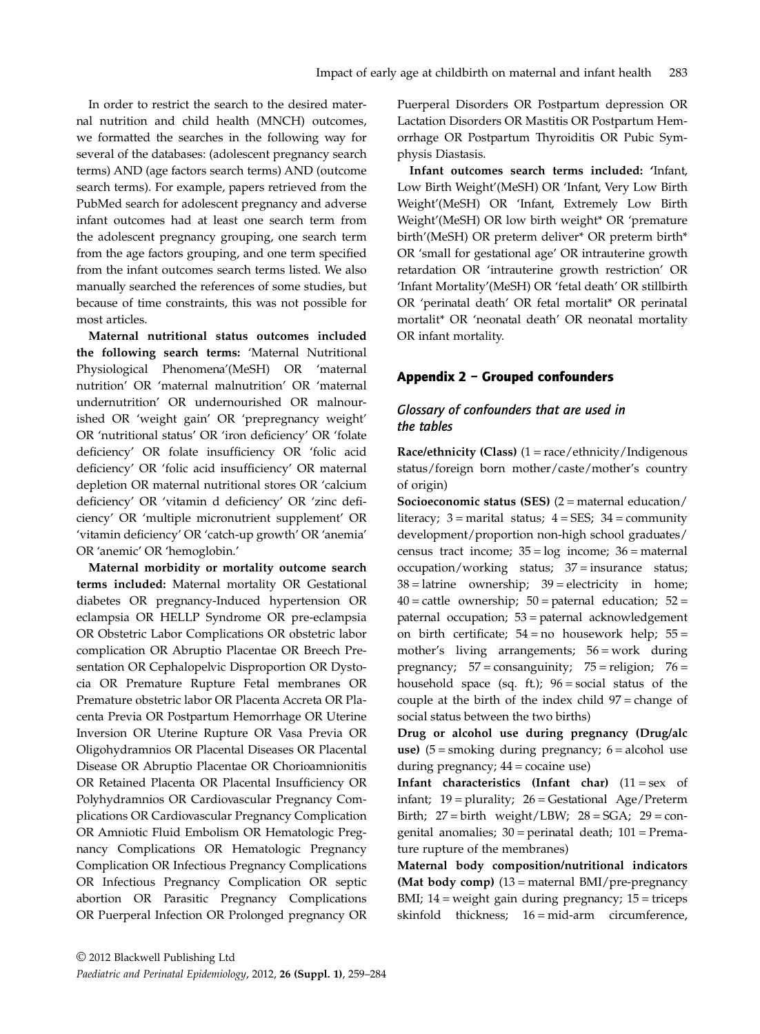In order to restrict the search to the desired maternal nutrition and child health (MNCH) outcomes, we formatted the searches in the following way for several of the databases: (adolescent pregnancy search terms) AND (age factors search terms) AND (outcome search terms). For example, papers retrieved from the PubMed search for adolescent pregnancy and adverse infant outcomes had at least one search term from the adolescent pregnancy grouping, one search term from the age factors grouping, and one term specified from the infant outcomes search terms listed. We also manually searched the references of some studies, but because of time constraints, this was not possible for most articles.

**Maternal nutritional status outcomes included the following search terms:** 'Maternal Nutritional Physiological Phenomena'(MeSH) OR 'maternal nutrition' OR 'maternal malnutrition' OR 'maternal undernutrition' OR undernourished OR malnourished OR 'weight gain' OR 'prepregnancy weight' OR 'nutritional status' OR 'iron deficiency' OR 'folate deficiency' OR folate insufficiency OR 'folic acid deficiency' OR 'folic acid insufficiency' OR maternal depletion OR maternal nutritional stores OR 'calcium deficiency' OR 'vitamin d deficiency' OR 'zinc deficiency' OR 'multiple micronutrient supplement' OR 'vitamin deficiency' OR 'catch-up growth' OR 'anemia' OR 'anemic' OR 'hemoglobin.'

**Maternal morbidity or mortality outcome search terms included:** Maternal mortality OR Gestational diabetes OR pregnancy-Induced hypertension OR eclampsia OR HELLP Syndrome OR pre-eclampsia OR Obstetric Labor Complications OR obstetric labor complication OR Abruptio Placentae OR Breech Presentation OR Cephalopelvic Disproportion OR Dystocia OR Premature Rupture Fetal membranes OR Premature obstetric labor OR Placenta Accreta OR Placenta Previa OR Postpartum Hemorrhage OR Uterine Inversion OR Uterine Rupture OR Vasa Previa OR Oligohydramnios OR Placental Diseases OR Placental Disease OR Abruptio Placentae OR Chorioamnionitis OR Retained Placenta OR Placental Insufficiency OR Polyhydramnios OR Cardiovascular Pregnancy Complications OR Cardiovascular Pregnancy Complication OR Amniotic Fluid Embolism OR Hematologic Pregnancy Complications OR Hematologic Pregnancy Complication OR Infectious Pregnancy Complications OR Infectious Pregnancy Complication OR septic abortion OR Parasitic Pregnancy Complications OR Puerperal Infection OR Prolonged pregnancy OR Puerperal Disorders OR Postpartum depression OR Lactation Disorders OR Mastitis OR Postpartum Hemorrhage OR Postpartum Thyroiditis OR Pubic Symphysis Diastasis.

**Infant outcomes search terms included:** 'Infant, Low Birth Weight'(MeSH) OR 'Infant, Very Low Birth Weight'(MeSH) OR 'Infant, Extremely Low Birth Weight'(MeSH) OR low birth weight* OR 'premature birth'(MeSH) OR preterm deliver* OR preterm birth* OR 'small for gestational age' OR intrauterine growth retardation OR 'intrauterine growth restriction' OR 'Infant Mortality'(MeSH) OR 'fetal death' OR stillbirth OR 'perinatal death' OR fetal mortalit* OR perinatal mortalit* OR 'neonatal death' OR neonatal mortality OR infant mortality.

## Appendix 2 – Grouped confounders

### Glossary of confounders that are used in the tables

**Race/ethnicity (Class)** (1 = race/ethnicity/Indigenous status/foreign born mother/caste/mother's country of origin)

**Socioeconomic status (SES)** (2 = maternal education/literacy; 3 = marital status; 4 = SES; 34 = community development/proportion non-high school graduates/census tract income; 35 = log income; 36 = maternal occupation/working status; 37 = insurance status; 38 = latrine ownership; 39 = electricity in home; 40 = cattle ownership; 50 = paternal education; 52 = paternal occupation; 53 = paternal acknowledgement on birth certificate; 54 = no housework help; 55 = mother's living arrangements; 56 = work during pregnancy; 57 = consanguinity; 75 = religion; 76 = household space (sq. ft.); 96 = social status of the couple at the birth of the index child 97 = change of social status between the two births)

**Drug or alcohol use during pregnancy (Drug/alc use)** (5 = smoking during pregnancy; 6 = alcohol use during pregnancy; 44 = cocaine use)

**Infant characteristics (Infant char)** (11 = sex of infant; 19 = plurality; 26 = Gestational Age/Preterm Birth; 27 = birth weight/LBW; 28 = SGA; 29 = congenital anomalies; 30 = perinatal death; 101 = Premature rupture of the membranes)

**Maternal body composition/nutritional indicators (Mat body comp)** (13 = maternal BMI/pre-pregnancy BMI; 14 = weight gain during pregnancy; 15 = triceps skinfold thickness; 16 = mid-arm circumference,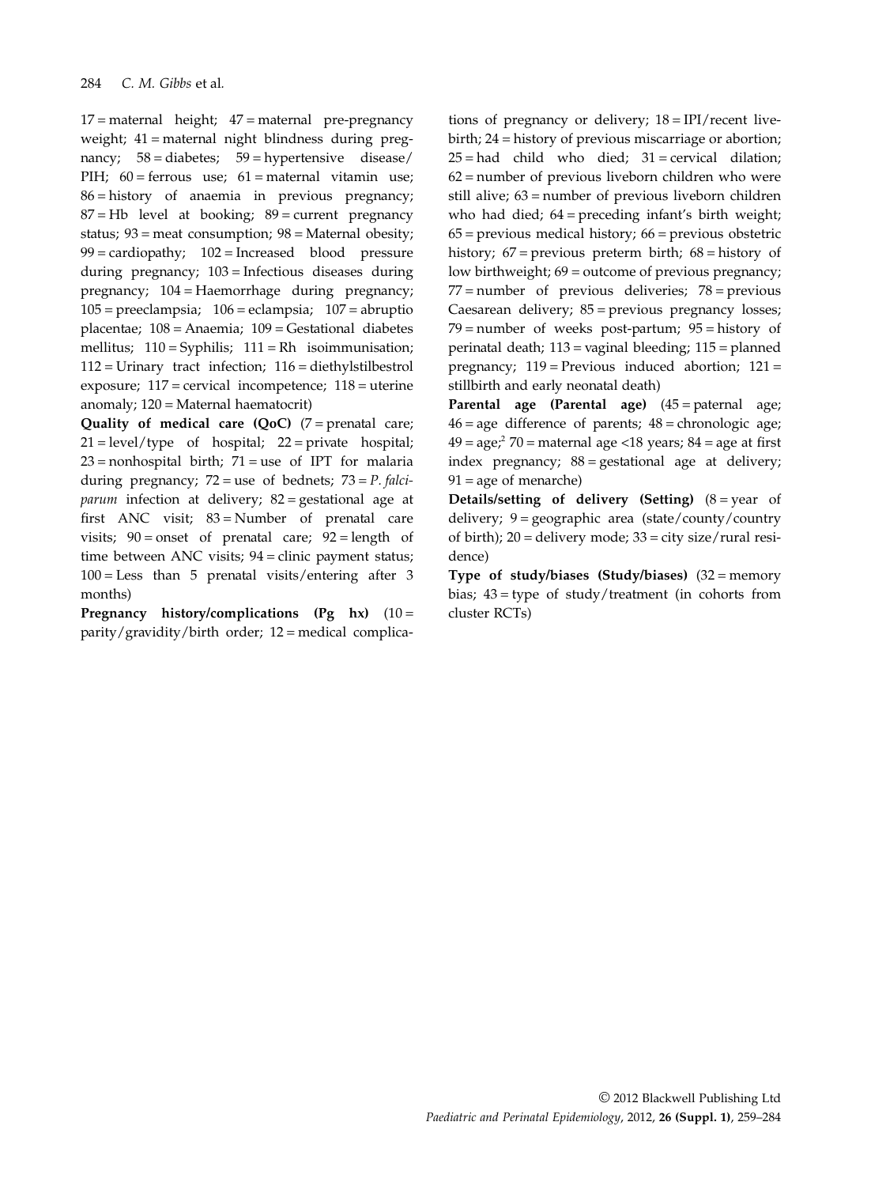17 = maternal height; 47 = maternal pre-pregnancy weight; 41 = maternal night blindness during pregnancy; 58 = diabetes; 59 = hypertensive disease/PIH; 60 = ferrous use; 61 = maternal vitamin use; 86 = history of anaemia in previous pregnancy; 87 = Hb level at booking; 89 = current pregnancy status; 93 = meat consumption; 98 = Maternal obesity; 99 = cardiopathy; 102 = Increased blood pressure during pregnancy; 103 = Infectious diseases during pregnancy; 104 = Haemorrhage during pregnancy; 105 = preeclampsia; 106 = eclampsia; 107 = abruptio placentae; 108 = Anaemia; 109 = Gestational diabetes mellitus; 110 = Syphilis; 111 = Rh isoimmunisation; 112 = Urinary tract infection; 116 = diethylstilbestrol exposure; 117 = cervical incompetence; 118 = uterine anomaly; 120 = Maternal haematocrit)

**Quality of medical care (QoC)** (7 = prenatal care; 21 = level/type of hospital; 22 = private hospital; 23 = nonhospital birth; 71 = use of IPT for malaria during pregnancy; 72 = use of bednets; 73 = *P. falciparum* infection at delivery; 82 = gestational age at first ANC visit; 83 = Number of prenatal care visits; 90 = onset of prenatal care; 92 = length of time between ANC visits; 94 = clinic payment status; 100 = Less than 5 prenatal visits/entering after 3 months)

**Pregnancy history/complications (Pg hx)** (10 = parity/gravidity/birth order; 12 = medical complications of pregnancy or delivery; 18 = IPI/recent livebirth; 24 = history of previous miscarriage or abortion; 25 = had child who died; 31 = cervical dilation; 62 = number of previous liveborn children who were still alive; 63 = number of previous liveborn children who had died; 64 = preceding infant's birth weight; 65 = previous medical history; 66 = previous obstetric history; 67 = previous preterm birth; 68 = history of low birthweight; 69 = outcome of previous pregnancy; 77 = number of previous deliveries; 78 = previous Caesarean delivery; 85 = previous pregnancy losses; 79 = number of weeks post-partum; 95 = history of perinatal death; 113 = vaginal bleeding; 115 = planned pregnancy; 119 = Previous induced abortion; 121 = stillbirth and early neonatal death)

**Parental age (Parental age)** (45 = paternal age; 46 = age difference of parents; 48 = chronologic age; 49 = age;[2] 70 = maternal age <18 years; 84 = age at first index pregnancy; 88 = gestational age at delivery; 91 = age of menarche)

**Details/setting of delivery (Setting)** (8 = year of delivery; 9 = geographic area (state/county/country of birth); 20 = delivery mode; 33 = city size/rural residence)

**Type of study/biases (Study/biases)** (32 = memory bias; 43 = type of study/treatment (in cohorts from cluster RCTs)